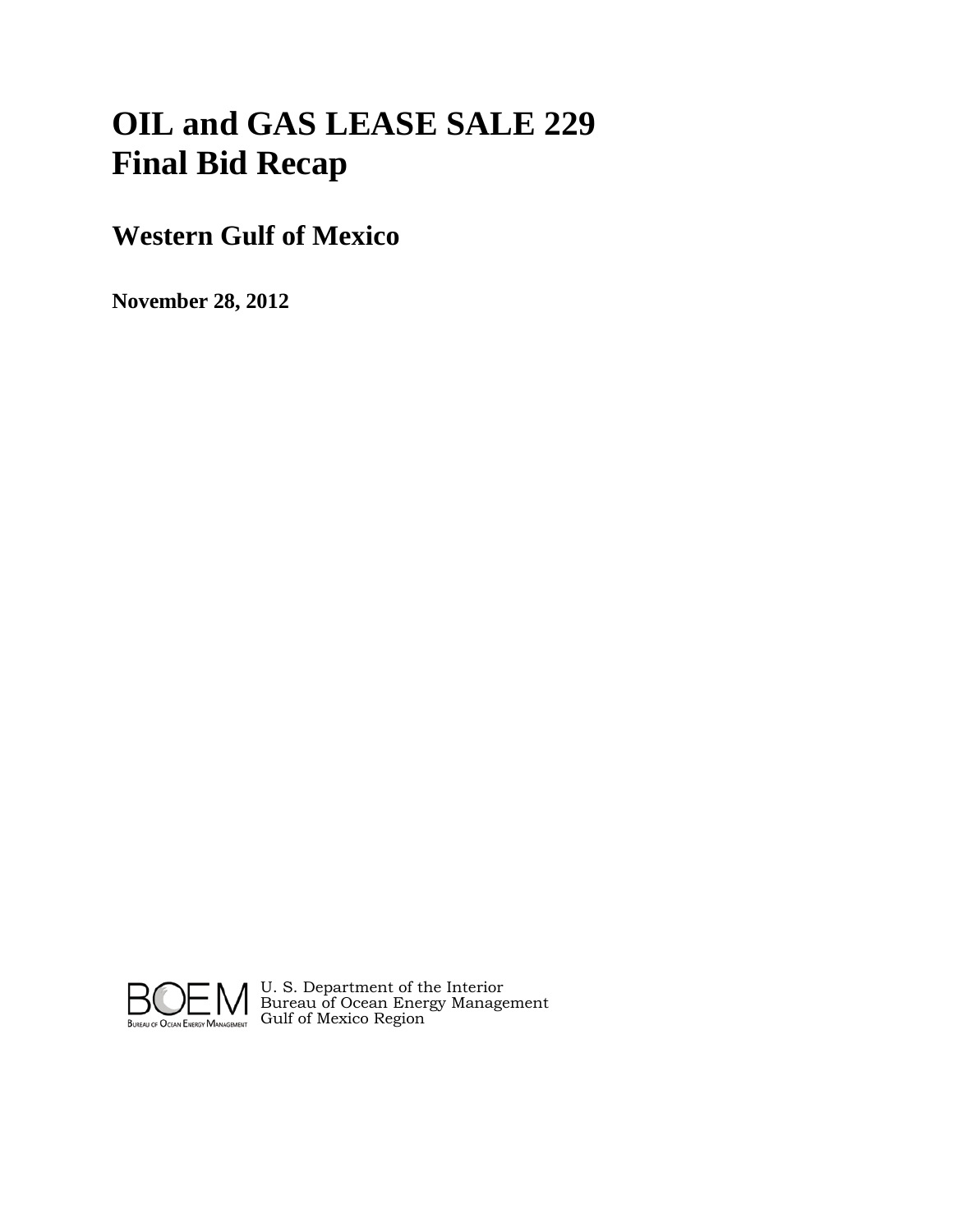# OIL and GAS LEASE SALE 229
# Final Bid Recap

## Western Gulf of Mexico

**November 28, 2012**

BOEM
Bureau of Ocean Energy Management

U. S. Department of the Interior
Bureau of Ocean Energy Management
Gulf of Mexico Region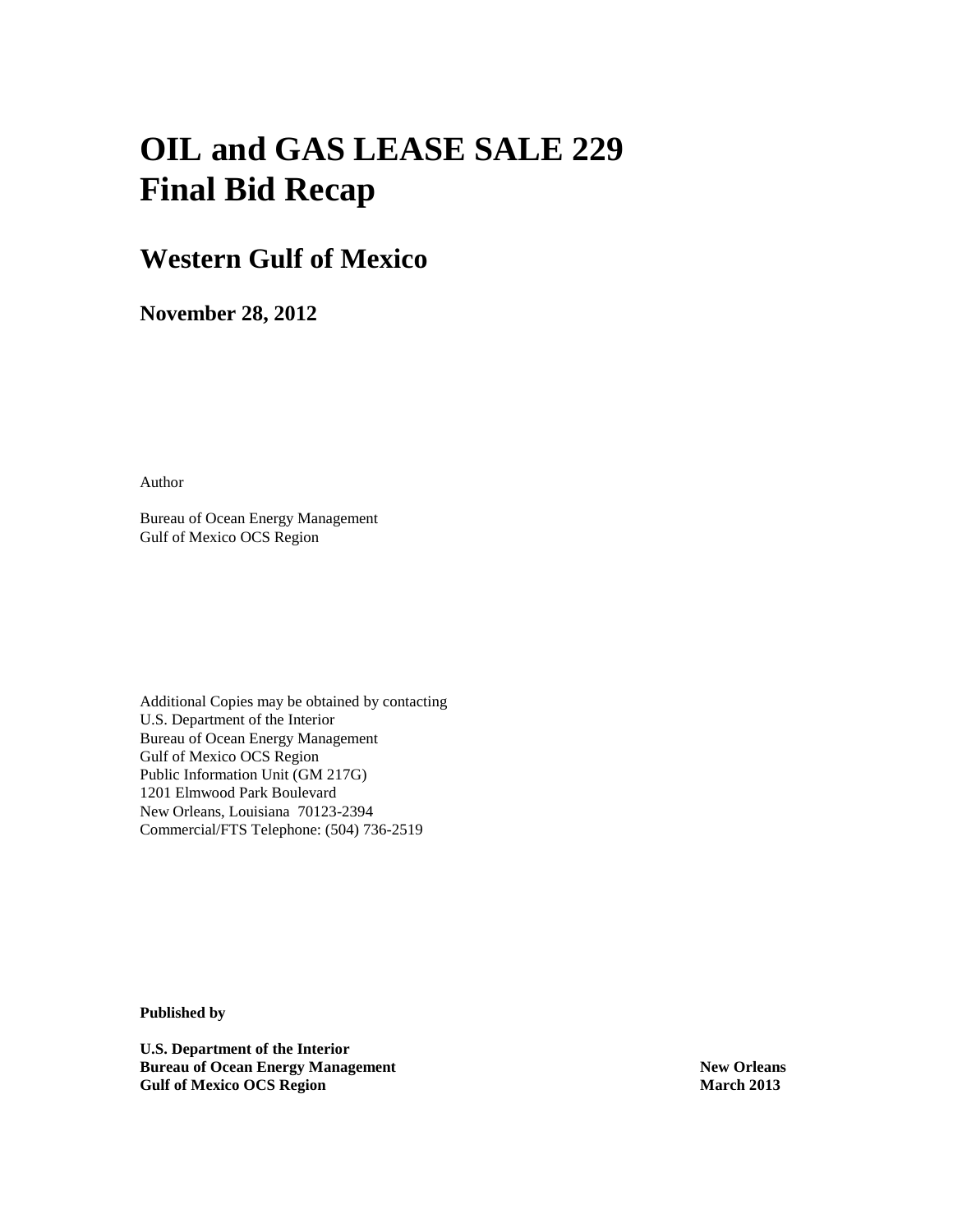# OIL and GAS LEASE SALE 229
# Final Bid Recap

## Western Gulf of Mexico

### November 28, 2012

Author

Bureau of Ocean Energy Management
Gulf of Mexico OCS Region

Additional Copies may be obtained by contacting
U.S. Department of the Interior
Bureau of Ocean Energy Management
Gulf of Mexico OCS Region
Public Information Unit (GM 217G)
1201 Elmwood Park Boulevard
New Orleans, Louisiana 70123-2394
Commercial/FTS Telephone: (504) 736-2519

**Published by**

**U.S. Department of the Interior**
**Bureau of Ocean Energy Management**
**Gulf of Mexico OCS Region**

**New Orleans**
**March 2013**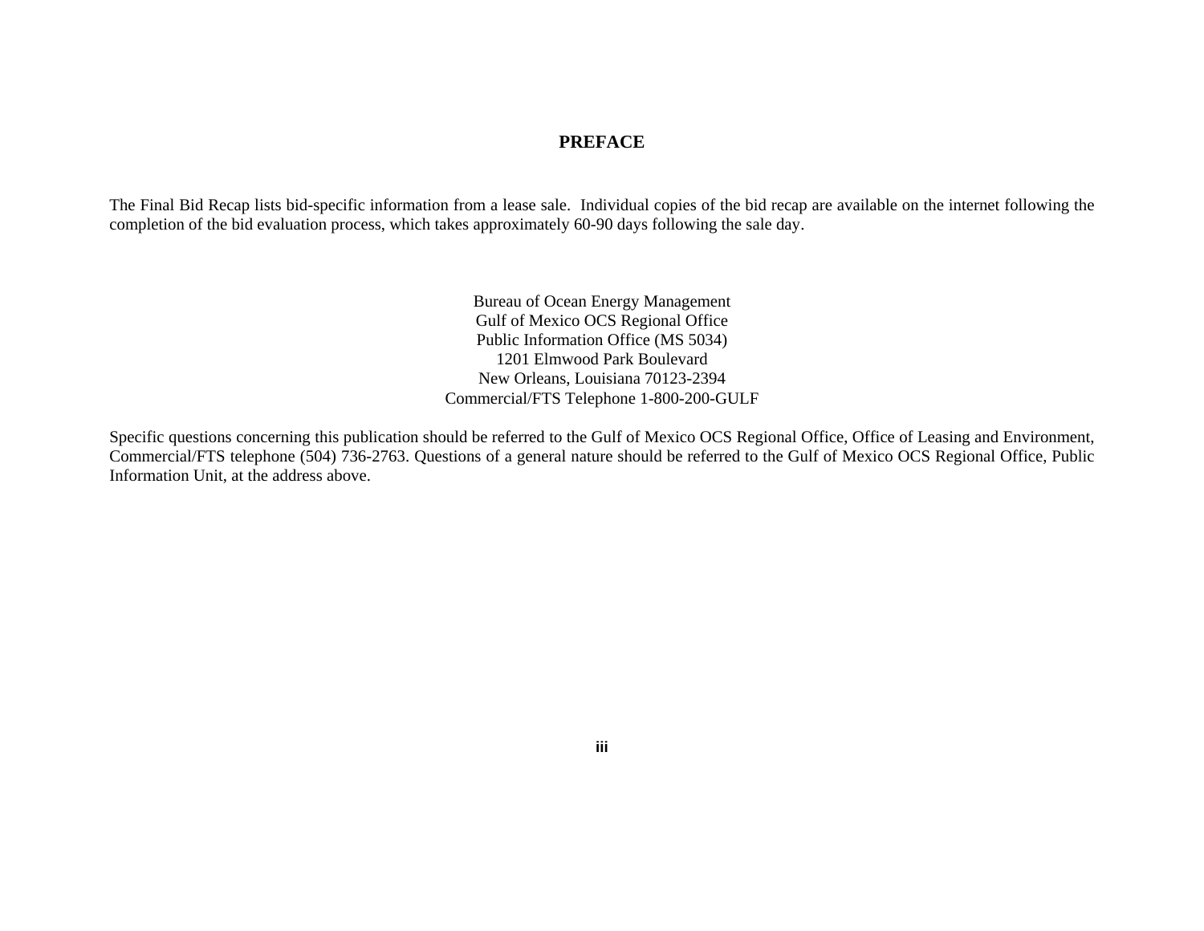# PREFACE

The Final Bid Recap lists bid-specific information from a lease sale. Individual copies of the bid recap are available on the internet following the completion of the bid evaluation process, which takes approximately 60-90 days following the sale day.

Bureau of Ocean Energy Management
Gulf of Mexico OCS Regional Office
Public Information Office (MS 5034)
1201 Elmwood Park Boulevard
New Orleans, Louisiana 70123-2394
Commercial/FTS Telephone 1-800-200-GULF

Specific questions concerning this publication should be referred to the Gulf of Mexico OCS Regional Office, Office of Leasing and Environment, Commercial/FTS telephone (504) 736-2763. Questions of a general nature should be referred to the Gulf of Mexico OCS Regional Office, Public Information Unit, at the address above.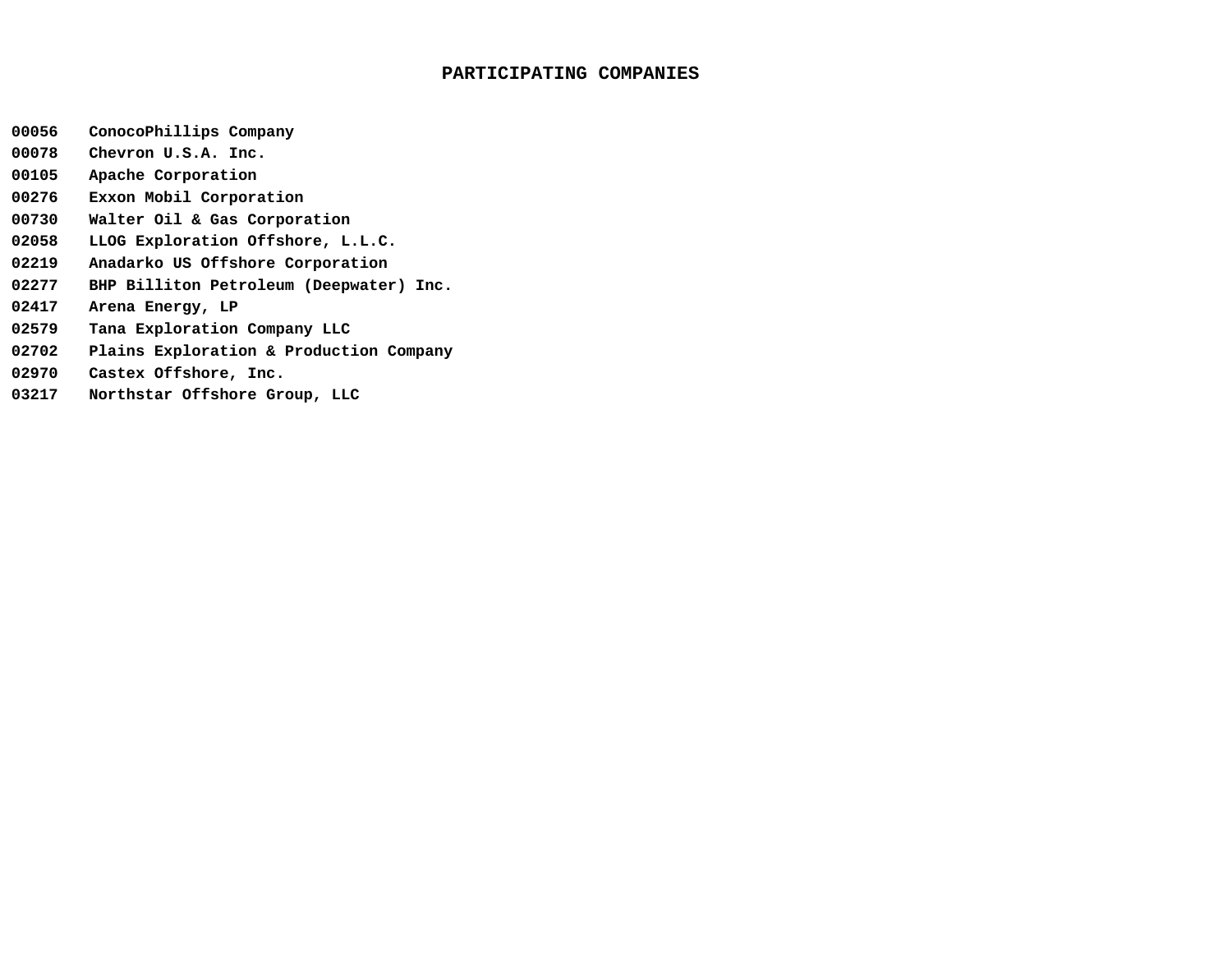# PARTICIPATING COMPANIES

| | |
|---|---|
| 00056 | ConocoPhillips Company |
| 00078 | Chevron U.S.A. Inc. |
| 00105 | Apache Corporation |
| 00276 | Exxon Mobil Corporation |
| 00730 | Walter Oil & Gas Corporation |
| 02058 | LLOG Exploration Offshore, L.L.C. |
| 02219 | Anadarko US Offshore Corporation |
| 02277 | BHP Billiton Petroleum (Deepwater) Inc. |
| 02417 | Arena Energy, LP |
| 02579 | Tana Exploration Company LLC |
| 02702 | Plains Exploration & Production Company |
| 02970 | Castex Offshore, Inc. |
| 03217 | Northstar Offshore Group, LLC |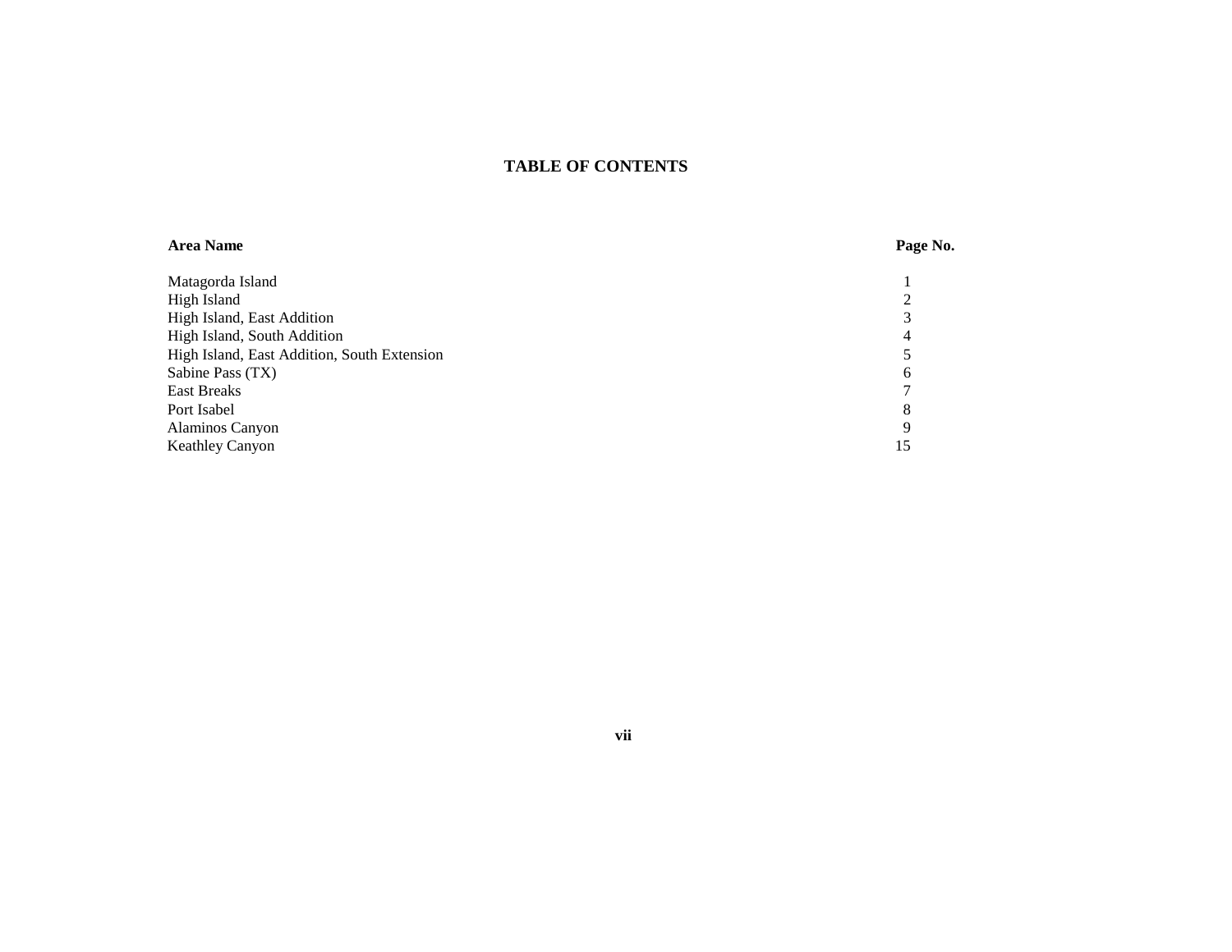# TABLE OF CONTENTS

| Area Name | Page No. |
|---|---|
| Matagorda Island | 1 |
| High Island | 2 |
| High Island, East Addition | 3 |
| High Island, South Addition | 4 |
| High Island, East Addition, South Extension | 5 |
| Sabine Pass (TX) | 6 |
| East Breaks | 7 |
| Port Isabel | 8 |
| Alaminos Canyon | 9 |
| Keathley Canyon | 15 |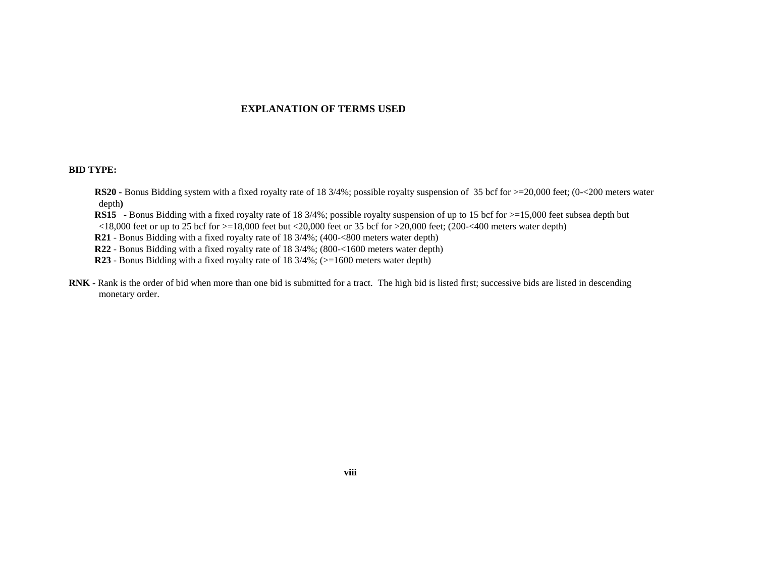## EXPLANATION OF TERMS USED

**BID TYPE:**

**RS20** - Bonus Bidding system with a fixed royalty rate of 18 3/4%; possible royalty suspension of 35 bcf for >=20,000 feet; (0-<200 meters water depth**)**

**RS15** - Bonus Bidding with a fixed royalty rate of 18 3/4%; possible royalty suspension of up to 15 bcf for >=15,000 feet subsea depth but <18,000 feet or up to 25 bcf for >=18,000 feet but <20,000 feet or 35 bcf for >20,000 feet; (200-<400 meters water depth)

**R21** - Bonus Bidding with a fixed royalty rate of 18 3/4%; (400-<800 meters water depth)

**R22** - Bonus Bidding with a fixed royalty rate of 18 3/4%; (800-<1600 meters water depth)

**R23** - Bonus Bidding with a fixed royalty rate of 18 3/4%; (>=1600 meters water depth)

**RNK** - Rank is the order of bid when more than one bid is submitted for a tract. The high bid is listed first; successive bids are listed in descending monetary order.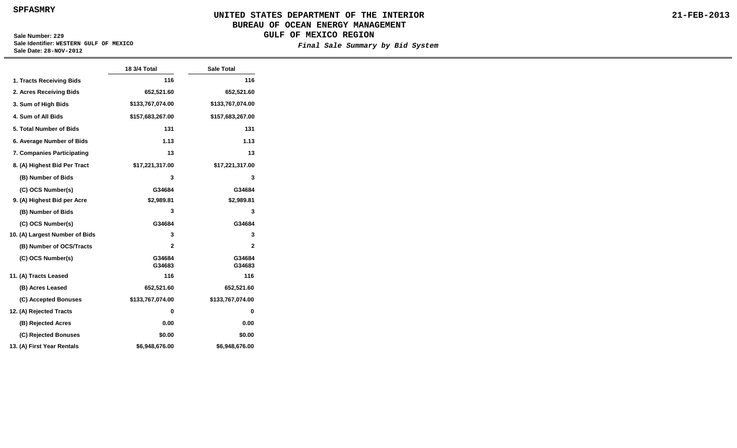SPFASMRY

# UNITED STATES DEPARTMENT OF THE INTERIOR
## BUREAU OF OCEAN ENERGY MANAGEMENT
## GULF OF MEXICO REGION

*Final Sale Summary by Bid System*

21-FEB-2013

**Sale Number:** 229
**Sale Identifier:** WESTERN GULF OF MEXICO
**Sale Date:** 28-NOV-2012

| | 18 3/4 Total | Sale Total |
|---|---|---|
| 1. Tracts Receiving Bids | 116 | 116 |
| 2. Acres Receiving Bids | 652,521.60 | 652,521.60 |
| 3. Sum of High Bids | $133,767,074.00 | $133,767,074.00 |
| 4. Sum of All Bids | $157,683,267.00 | $157,683,267.00 |
| 5. Total Number of Bids | 131 | 131 |
| 6. Average Number of Bids | 1.13 | 1.13 |
| 7. Companies Participating | 13 | 13 |
| 8. (A) Highest Bid Per Tract | $17,221,317.00 | $17,221,317.00 |
| (B) Number of Bids | 3 | 3 |
| (C) OCS Number(s) | G34684 | G34684 |
| 9. (A) Highest Bid per Acre | $2,989.81 | $2,989.81 |
| (B) Number of Bids | 3 | 3 |
| (C) OCS Number(s) | G34684 | G34684 |
| 10. (A) Largest Number of Bids | 3 | 3 |
| (B) Number of OCS/Tracts | 2 | 2 |
| (C) OCS Number(s) | G34684<br>G34683 | G34684<br>G34683 |
| 11. (A) Tracts Leased | 116 | 116 |
| (B) Acres Leased | 652,521.60 | 652,521.60 |
| (C) Accepted Bonuses | $133,767,074.00 | $133,767,074.00 |
| 12. (A) Rejected Tracts | 0 | 0 |
| (B) Rejected Acres | 0.00 | 0.00 |
| (C) Rejected Bonuses | $0.00 | $0.00 |
| 13. (A) First Year Rentals | $6,948,676.00 | $6,948,676.00 |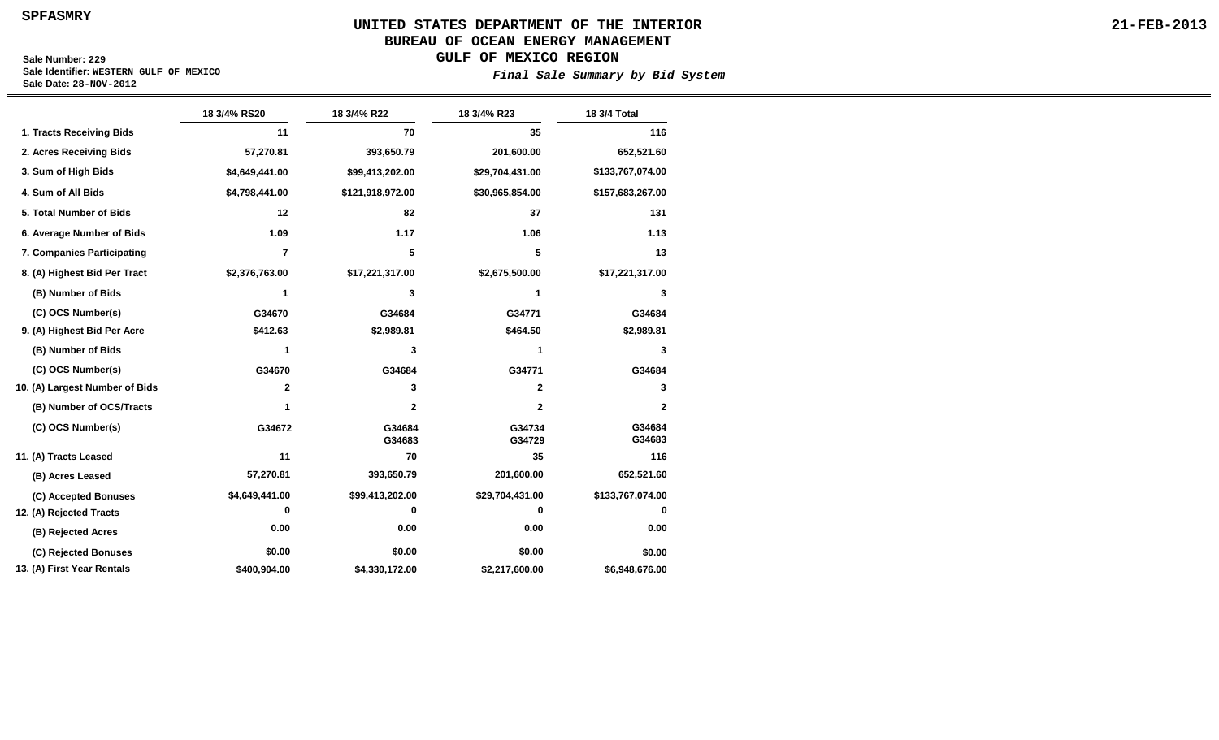SPFASMRY

# UNITED STATES DEPARTMENT OF THE INTERIOR
## BUREAU OF OCEAN ENERGY MANAGEMENT
## GULF OF MEXICO REGION

21-FEB-2013

**Sale Number:** 229
**Sale Identifier:** WESTERN GULF OF MEXICO
**Sale Date:** 28-NOV-2012

***Final Sale Summary by Bid System***

| | 18 3/4% RS20 | 18 3/4% R22 | 18 3/4% R23 | 18 3/4 Total |
|---|---|---|---|---|
| 1. Tracts Receiving Bids | 11 | 70 | 35 | 116 |
| 2. Acres Receiving Bids | 57,270.81 | 393,650.79 | 201,600.00 | 652,521.60 |
| 3. Sum of High Bids | $4,649,441.00 | $99,413,202.00 | $29,704,431.00 | $133,767,074.00 |
| 4. Sum of All Bids | $4,798,441.00 | $121,918,972.00 | $30,965,854.00 | $157,683,267.00 |
| 5. Total Number of Bids | 12 | 82 | 37 | 131 |
| 6. Average Number of Bids | 1.09 | 1.17 | 1.06 | 1.13 |
| 7. Companies Participating | 7 | 5 | 5 | 13 |
| 8. (A) Highest Bid Per Tract | $2,376,763.00 | $17,221,317.00 | $2,675,500.00 | $17,221,317.00 |
| (B) Number of Bids | 1 | 3 | 1 | 3 |
| (C) OCS Number(s) | G34670 | G34684 | G34771 | G34684 |
| 9. (A) Highest Bid Per Acre | $412.63 | $2,989.81 | $464.50 | $2,989.81 |
| (B) Number of Bids | 1 | 3 | 1 | 3 |
| (C) OCS Number(s) | G34670 | G34684 | G34771 | G34684 |
| 10. (A) Largest Number of Bids | 2 | 3 | 2 | 3 |
| (B) Number of OCS/Tracts | 1 | 2 | 2 | 2 |
| (C) OCS Number(s) | G34672 | G34684 G34683 | G34734 G34729 | G34684 G34683 |
| 11. (A) Tracts Leased | 11 | 70 | 35 | 116 |
| (B) Acres Leased | 57,270.81 | 393,650.79 | 201,600.00 | 652,521.60 |
| (C) Accepted Bonuses | $4,649,441.00 | $99,413,202.00 | $29,704,431.00 | $133,767,074.00 |
| 12. (A) Rejected Tracts | 0 | 0 | 0 | 0 |
| (B) Rejected Acres | 0.00 | 0.00 | 0.00 | 0.00 |
| (C) Rejected Bonuses | $0.00 | $0.00 | $0.00 | $0.00 |
| 13. (A) First Year Rentals | $400,904.00 | $4,330,172.00 | $2,217,600.00 | $6,948,676.00 |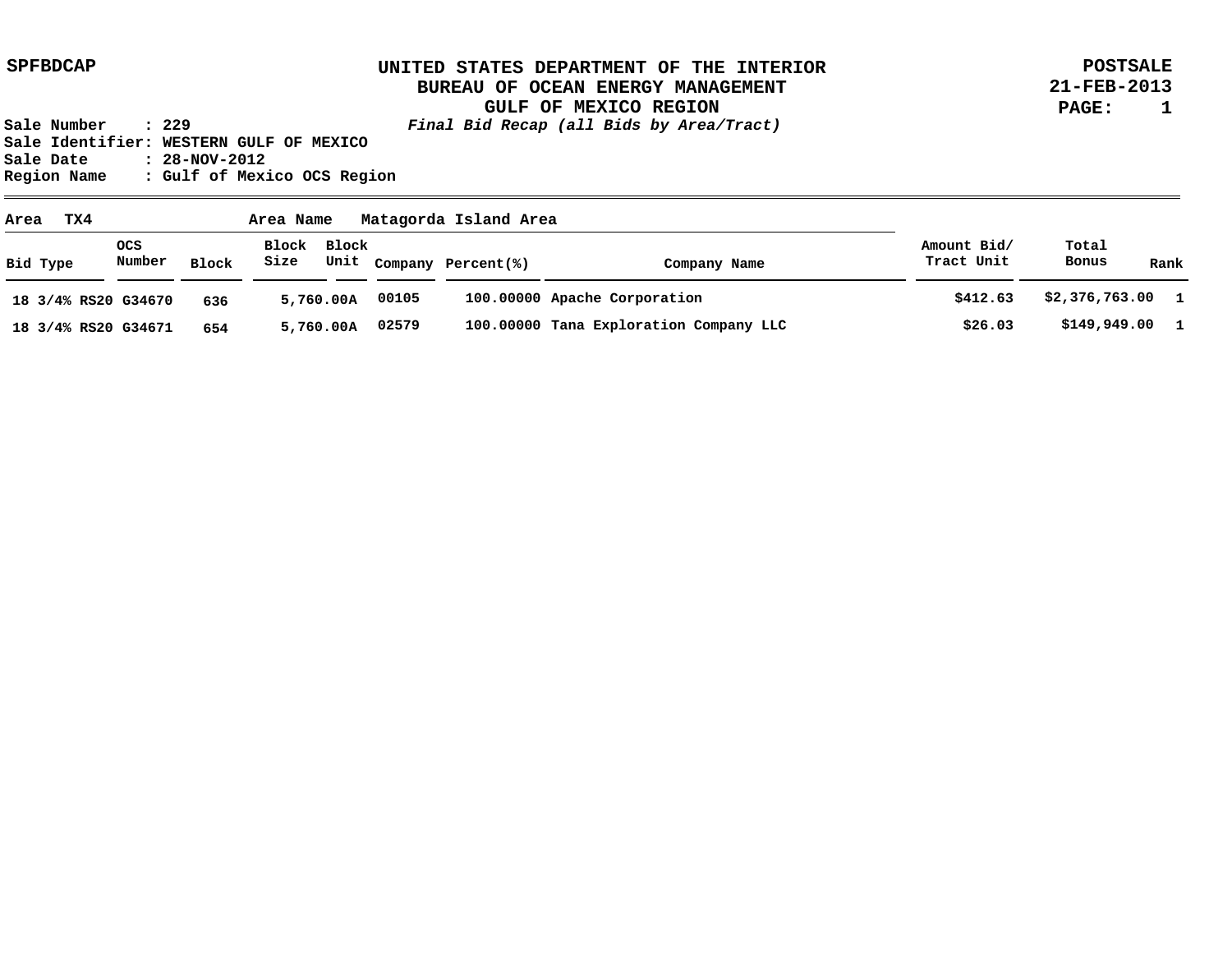SPFBDCAP

# UNITED STATES DEPARTMENT OF THE INTERIOR
## BUREAU OF OCEAN ENERGY MANAGEMENT
## GULF OF MEXICO REGION

*Final Bid Recap (all Bids by Area/Tract)*

POSTSALE
21-FEB-2013

Sale Number : 229
Sale Identifier: WESTERN GULF OF MEXICO
Sale Date : 28-NOV-2012
Region Name : Gulf of Mexico OCS Region

**Area** TX4 **Area Name** Matagorda Island Area

| Bid Type | OCS Number | Block | Block Size | Block Unit | Company | Percent(%) | Company Name | Amount Bid/ Tract Unit | Total Bonus | Rank |
|---|---|---|---|---|---|---|---|---|---|---|
| 18 3/4% RS20 | G34670 | 636 | 5,760.00 | A | 00105 | 100.00000 | Apache Corporation | $412.63 | $2,376,763.00 | 1 |
| 18 3/4% RS20 | G34671 | 654 | 5,760.00 | A | 02579 | 100.00000 | Tana Exploration Company LLC | $26.03 | $149,949.00 | 1 |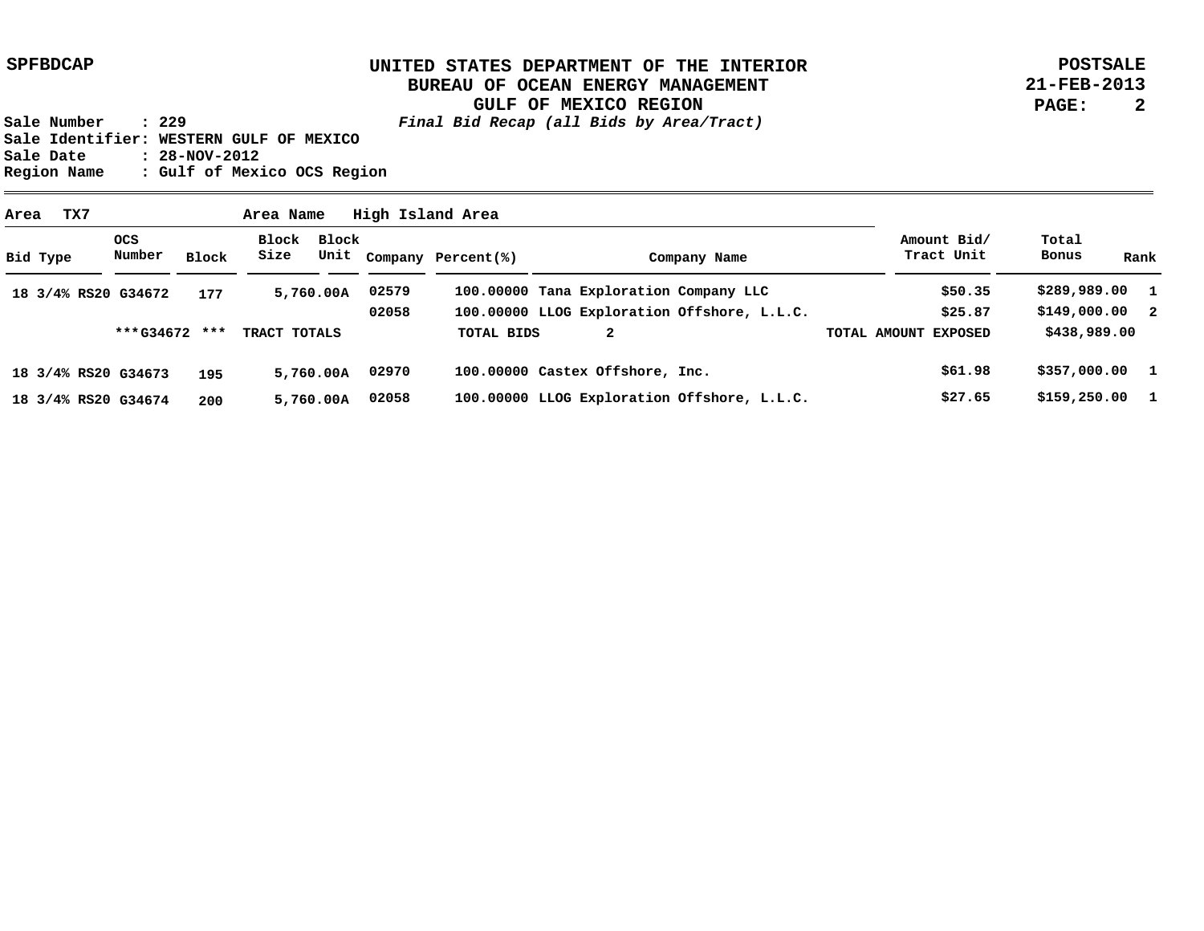SPFBDCAP

# UNITED STATES DEPARTMENT OF THE INTERIOR
## BUREAU OF OCEAN ENERGY MANAGEMENT
## GULF OF MEXICO REGION

***Final Bid Recap (all Bids by Area/Tract)***

POSTSALE
21-FEB-2013

**Sale Number** : 229
**Sale Identifier:** WESTERN GULF OF MEXICO
**Sale Date** : 28-NOV-2012
**Region Name** : Gulf of Mexico OCS Region

**Area** TX7 **Area Name** High Island Area

| Bid Type | OCS Number | Block | Block Size | Block Unit | Company | Percent(%) | Company Name | Amount Bid/ Tract Unit | Total Bonus | Rank |
|---|---|---|---|---|---|---|---|---|---|---|
| 18 3/4% RS20 | G34672 | 177 | 5,760.00 | A | 02579 | 100.00000 | Tana Exploration Company LLC | $50.35 | $289,989.00 | 1 |
| | | | | | 02058 | 100.00000 | LLOG Exploration Offshore, L.L.C. | $25.87 | $149,000.00 | 2 |
| | ***G34672 *** | | TRACT TOTALS | | | TOTAL BIDS | 2 | TOTAL AMOUNT EXPOSED | $438,989.00 | |
| 18 3/4% RS20 | G34673 | 195 | 5,760.00 | A | 02970 | 100.00000 | Castex Offshore, Inc. | $61.98 | $357,000.00 | 1 |
| 18 3/4% RS20 | G34674 | 200 | 5,760.00 | A | 02058 | 100.00000 | LLOG Exploration Offshore, L.L.C. | $27.65 | $159,250.00 | 1 |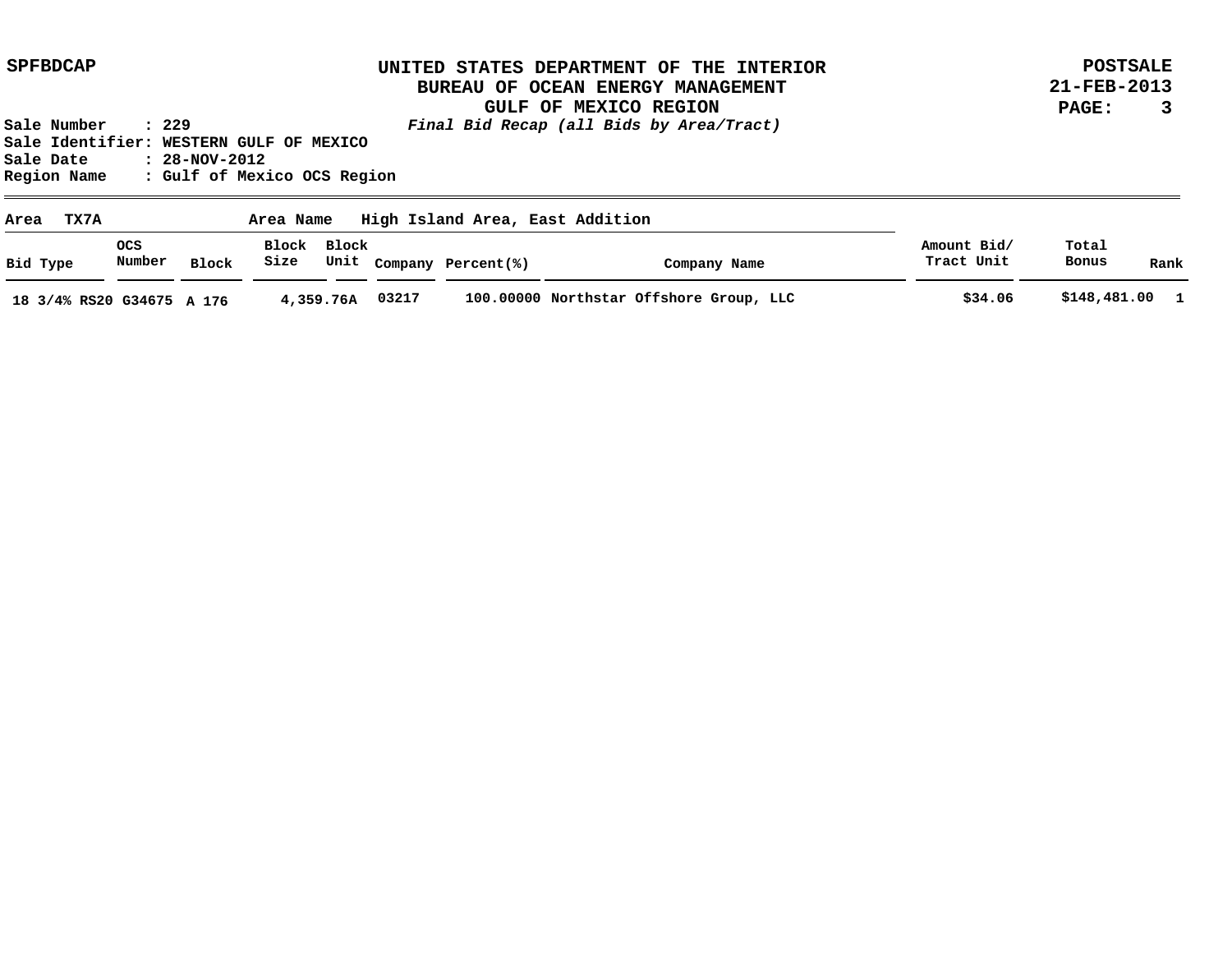UNITED STATES DEPARTMENT OF THE INTERIOR
BUREAU OF OCEAN ENERGY MANAGEMENT
GULF OF MEXICO REGION
*Final Bid Recap (all Bids by Area/Tract)*

SPFBDCAP

POSTSALE
21-FEB-2013

Sale Number : 229
Sale Identifier: WESTERN GULF OF MEXICO
Sale Date : 28-NOV-2012
Region Name : Gulf of Mexico OCS Region

**Area** TX7A **Area Name** High Island Area, East Addition

| Bid Type | OCS Number | Block | Block Size | Block Unit | Company | Percent(%) | Company Name | Amount Bid/ Tract Unit | Total Bonus | Rank |
|---|---|---|---|---|---|---|---|---|---|---|
| 18 3/4% RS20 | G34675 | A 176 | 4,359.76A | | 03217 | 100.00000 | Northstar Offshore Group, LLC | $34.06 | $148,481.00 | 1 |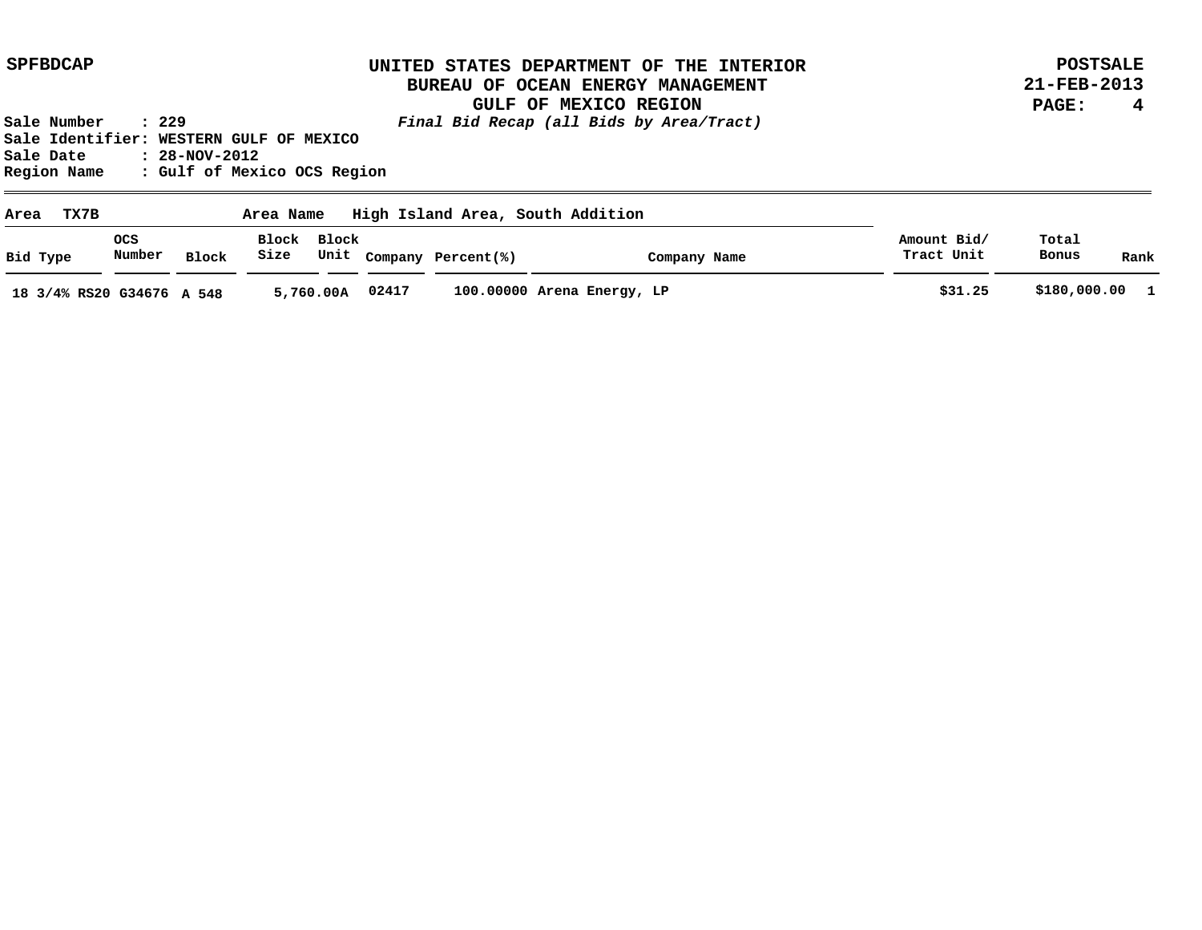**SPFBDCAP**

# UNITED STATES DEPARTMENT OF THE INTERIOR
## BUREAU OF OCEAN ENERGY MANAGEMENT
## GULF OF MEXICO REGION

**POSTSALE**
**21-FEB-2013**

*Final Bid Recap (all Bids by Area/Tract)*

**Sale Number : 229**
**Sale Identifier: WESTERN GULF OF MEXICO**
**Sale Date : 28-NOV-2012**
**Region Name : Gulf of Mexico OCS Region**

---

**Area TX7B** **Area Name High Island Area, South Addition**

| Bid Type | OCS Number | Block | Block Size | Block Unit | Company | Percent(%) | Company Name | Amount Bid/ Tract Unit | Total Bonus | Rank |
|---|---|---|---|---|---|---|---|---|---|---|
| 18 3/4% RS20 | G34676 | A 548 | 5,760.00 | A | 02417 | 100.00000 | Arena Energy, LP | $31.25 | $180,000.00 | 1 |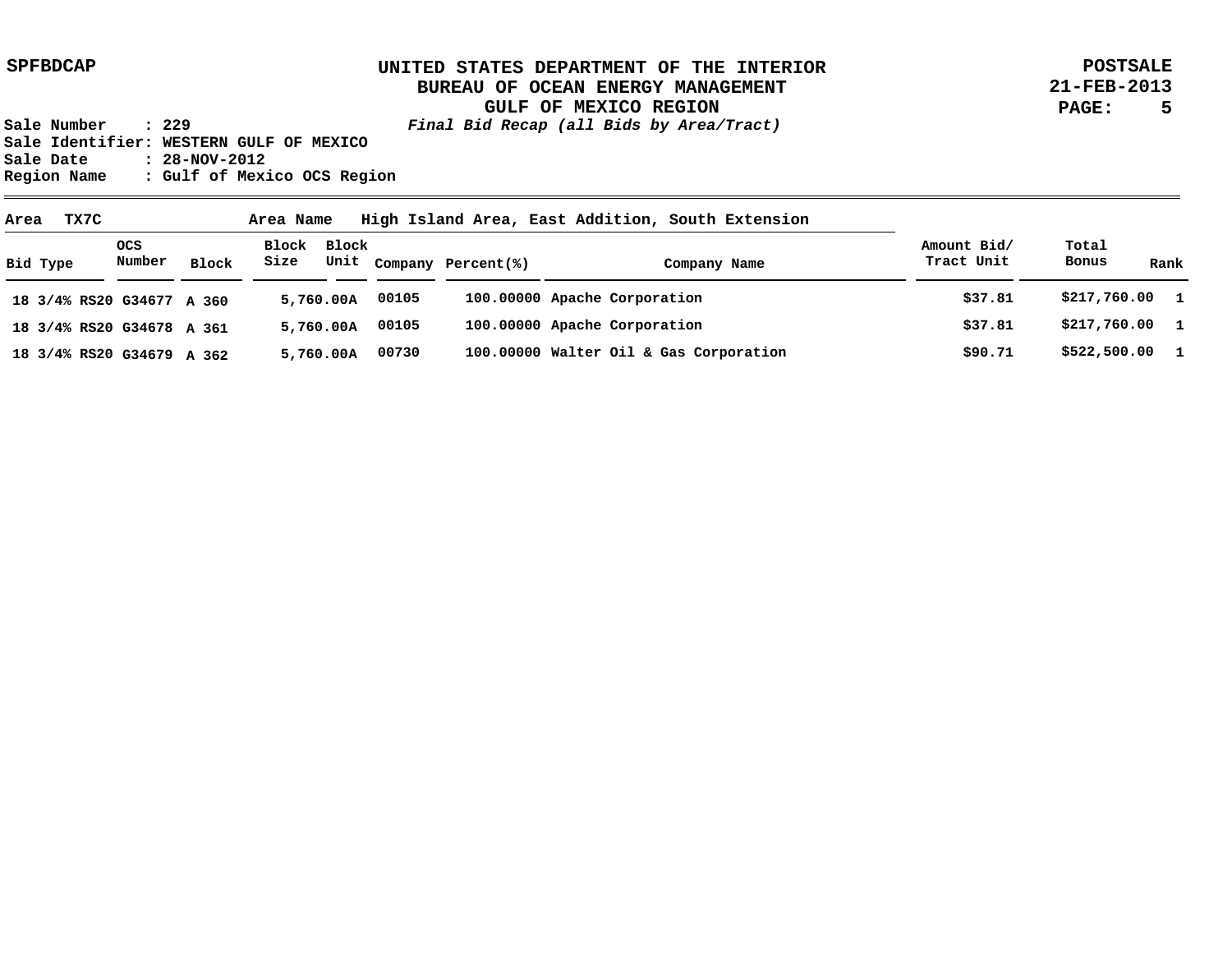# UNITED STATES DEPARTMENT OF THE INTERIOR
## BUREAU OF OCEAN ENERGY MANAGEMENT
## GULF OF MEXICO REGION

*Final Bid Recap (all Bids by Area/Tract)*

SPFBDCAP

POSTSALE
21-FEB-2013

Sale Number : 229
Sale Identifier: WESTERN GULF OF MEXICO
Sale Date : 28-NOV-2012
Region Name : Gulf of Mexico OCS Region

**Area** TX7C **Area Name** High Island Area, East Addition, South Extension

| Bid Type | OCS Number | Block | Block Size | Block Unit | Company | Percent(%) | Company Name | Amount Bid/ Tract Unit | Total Bonus | Rank |
|---|---|---|---|---|---|---|---|---|---|---|
| 18 3/4% RS20 | G34677 | A 360 | 5,760.00 | A | 00105 | 100.00000 | Apache Corporation | $37.81 | $217,760.00 | 1 |
| 18 3/4% RS20 | G34678 | A 361 | 5,760.00 | A | 00105 | 100.00000 | Apache Corporation | $37.81 | $217,760.00 | 1 |
| 18 3/4% RS20 | G34679 | A 362 | 5,760.00 | A | 00730 | 100.00000 | Walter Oil & Gas Corporation | $90.71 | $522,500.00 | 1 |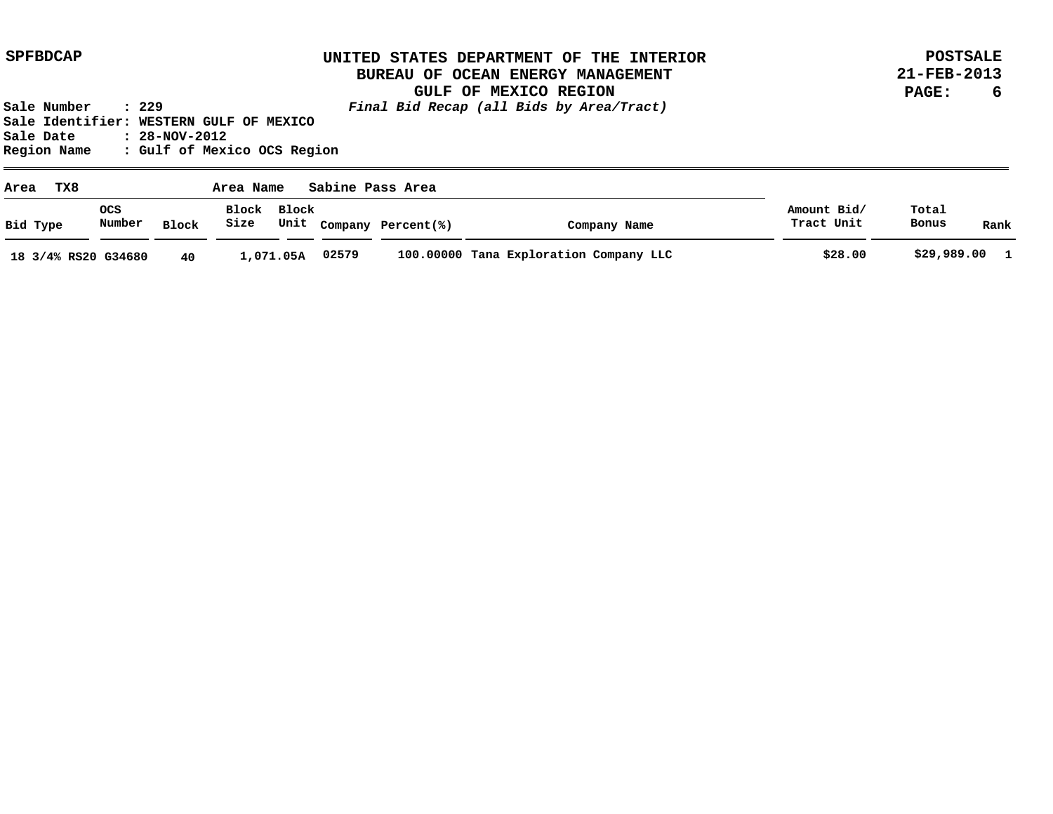SPFBDCAP

# UNITED STATES DEPARTMENT OF THE INTERIOR
## BUREAU OF OCEAN ENERGY MANAGEMENT
## GULF OF MEXICO REGION
*Final Bid Recap (all Bids by Area/Tract)*

POSTSALE
21-FEB-2013

Sale Number : 229
Sale Identifier: WESTERN GULF OF MEXICO
Sale Date : 28-NOV-2012
Region Name : Gulf of Mexico OCS Region

**Area** TX8 **Area Name** Sabine Pass Area

| Bid Type | OCS Number | Block | Block Size | Block Unit | Company | Percent(%) | Company Name | Amount Bid/ Tract Unit | Total Bonus | Rank |
|---|---|---|---|---|---|---|---|---|---|---|
| 18 3/4% RS20 | G34680 | 40 | 1,071.05 | A | 02579 | 100.00000 | Tana Exploration Company LLC | $28.00 | $29,989.00 | 1 |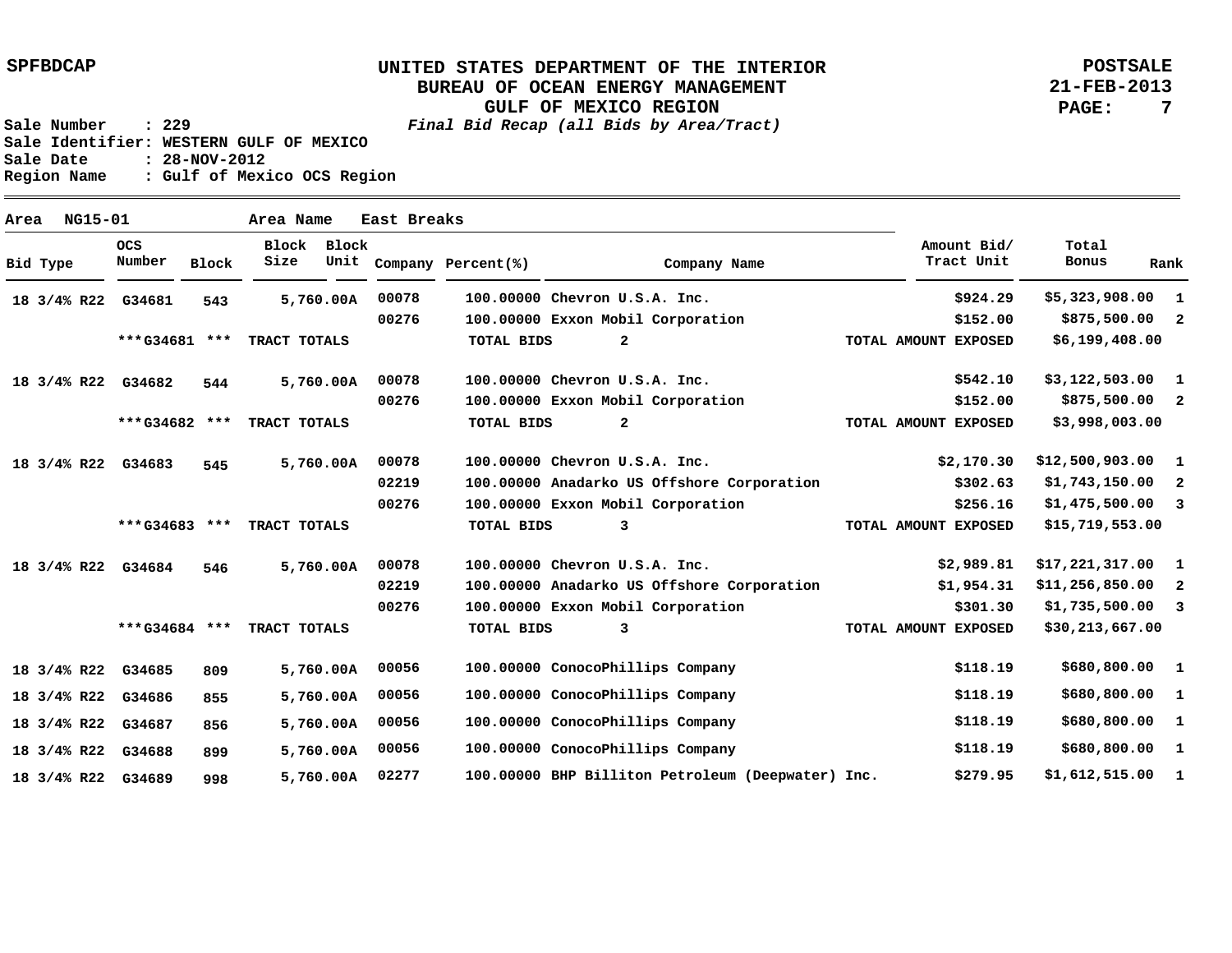UNITED STATES DEPARTMENT OF THE INTERIOR
BUREAU OF OCEAN ENERGY MANAGEMENT
GULF OF MEXICO REGION
*Final Bid Recap (all Bids by Area/Tract)*

SPFBDCAP

POSTSALE
21-FEB-2013

Sale Number : 229
Sale Identifier: WESTERN GULF OF MEXICO
Sale Date : 28-NOV-2012
Region Name : Gulf of Mexico OCS Region

Area NG15-01 Area Name East Breaks

| Bid Type | OCS Number | Block | Block Size | Block Unit | Company | Percent(%) | Company Name | Amount Bid/ Tract Unit | Total Bonus | Rank |
|---|---|---|---|---|---|---|---|---|---|---|
| 18 3/4% R22 | G34681 | 543 | 5,760.00A | | 00078 | 100.00000 | Chevron U.S.A. Inc. | $924.29 | $5,323,908.00 | 1 |
| | | | | | 00276 | 100.00000 | Exxon Mobil Corporation | $152.00 | $875,500.00 | 2 |
| | ***G34681 *** | | TRACT TOTALS | | | TOTAL BIDS | 2 | TOTAL AMOUNT EXPOSED | $6,199,408.00 | |
| 18 3/4% R22 | G34682 | 544 | 5,760.00A | | 00078 | 100.00000 | Chevron U.S.A. Inc. | $542.10 | $3,122,503.00 | 1 |
| | | | | | 00276 | 100.00000 | Exxon Mobil Corporation | $152.00 | $875,500.00 | 2 |
| | ***G34682 *** | | TRACT TOTALS | | | TOTAL BIDS | 2 | TOTAL AMOUNT EXPOSED | $3,998,003.00 | |
| 18 3/4% R22 | G34683 | 545 | 5,760.00A | | 00078 | 100.00000 | Chevron U.S.A. Inc. | $2,170.30 | $12,500,903.00 | 1 |
| | | | | | 02219 | 100.00000 | Anadarko US Offshore Corporation | $302.63 | $1,743,150.00 | 2 |
| | | | | | 00276 | 100.00000 | Exxon Mobil Corporation | $256.16 | $1,475,500.00 | 3 |
| | ***G34683 *** | | TRACT TOTALS | | | TOTAL BIDS | 3 | TOTAL AMOUNT EXPOSED | $15,719,553.00 | |
| 18 3/4% R22 | G34684 | 546 | 5,760.00A | | 00078 | 100.00000 | Chevron U.S.A. Inc. | $2,989.81 | $17,221,317.00 | 1 |
| | | | | | 02219 | 100.00000 | Anadarko US Offshore Corporation | $1,954.31 | $11,256,850.00 | 2 |
| | | | | | 00276 | 100.00000 | Exxon Mobil Corporation | $301.30 | $1,735,500.00 | 3 |
| | ***G34684 *** | | TRACT TOTALS | | | TOTAL BIDS | 3 | TOTAL AMOUNT EXPOSED | $30,213,667.00 | |
| 18 3/4% R22 | G34685 | 809 | 5,760.00A | | 00056 | 100.00000 | ConocoPhillips Company | $118.19 | $680,800.00 | 1 |
| 18 3/4% R22 | G34686 | 855 | 5,760.00A | | 00056 | 100.00000 | ConocoPhillips Company | $118.19 | $680,800.00 | 1 |
| 18 3/4% R22 | G34687 | 856 | 5,760.00A | | 00056 | 100.00000 | ConocoPhillips Company | $118.19 | $680,800.00 | 1 |
| 18 3/4% R22 | G34688 | 899 | 5,760.00A | | 00056 | 100.00000 | ConocoPhillips Company | $118.19 | $680,800.00 | 1 |
| 18 3/4% R22 | G34689 | 998 | 5,760.00A | | 02277 | 100.00000 | BHP Billiton Petroleum (Deepwater) Inc. | $279.95 | $1,612,515.00 | 1 |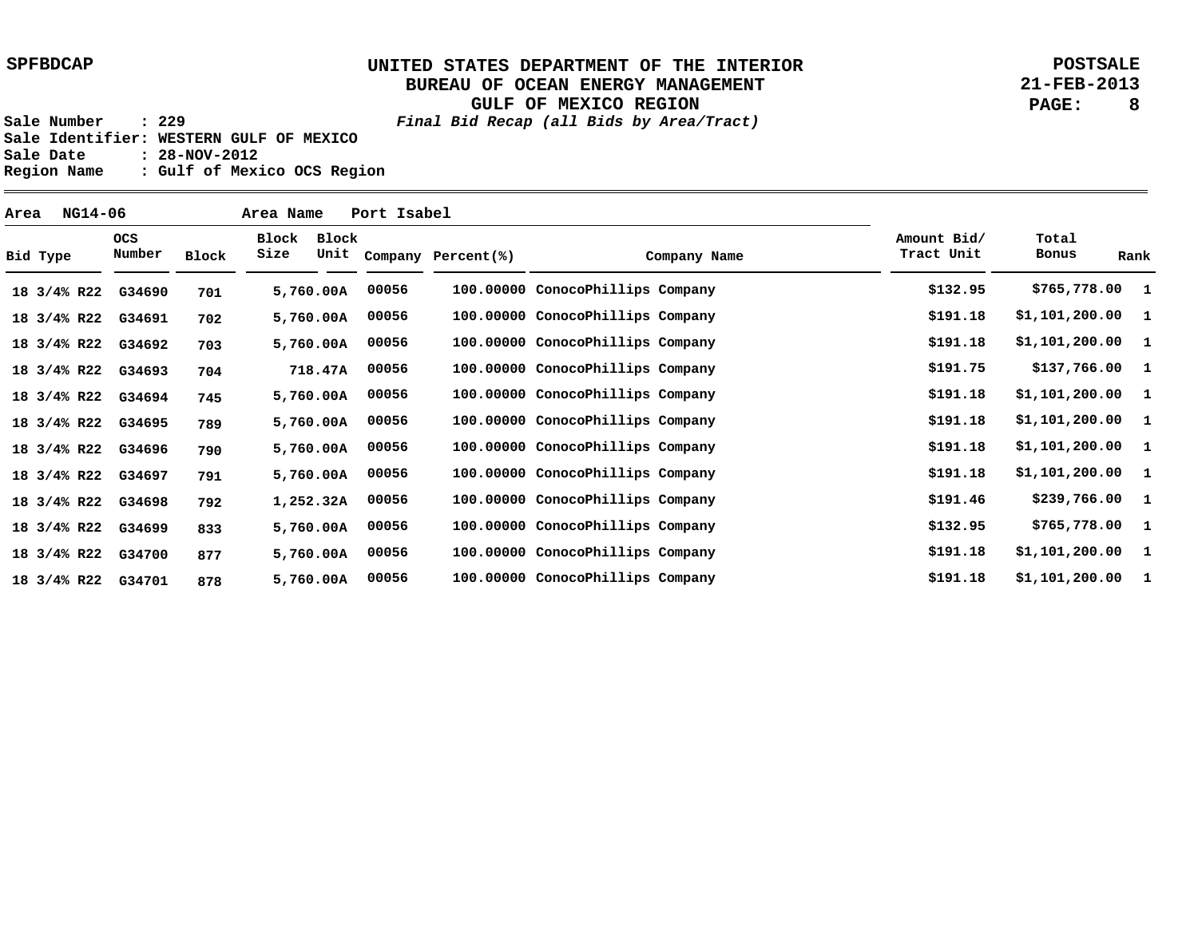SPFBDCAP

# UNITED STATES DEPARTMENT OF THE INTERIOR
## BUREAU OF OCEAN ENERGY MANAGEMENT
## GULF OF MEXICO REGION

*Final Bid Recap (all Bids by Area/Tract)*

POSTSALE
21-FEB-2013

Sale Number : 229
Sale Identifier: WESTERN GULF OF MEXICO
Sale Date : 28-NOV-2012
Region Name : Gulf of Mexico OCS Region

Area NG14-06 Area Name Port Isabel

| Bid Type | OCS Number | Block | Block Size | Block Unit | Company | Percent(%) | Company Name | Amount Bid/ Tract Unit | Total Bonus | Rank |
|---|---|---|---|---|---|---|---|---|---|---|
| 18 3/4% R22 | G34690 | 701 | 5,760.00A | | 00056 | 100.00000 | ConocoPhillips Company | $132.95 | $765,778.00 | 1 |
| 18 3/4% R22 | G34691 | 702 | 5,760.00A | | 00056 | 100.00000 | ConocoPhillips Company | $191.18 | $1,101,200.00 | 1 |
| 18 3/4% R22 | G34692 | 703 | 5,760.00A | | 00056 | 100.00000 | ConocoPhillips Company | $191.18 | $1,101,200.00 | 1 |
| 18 3/4% R22 | G34693 | 704 | 718.47A | | 00056 | 100.00000 | ConocoPhillips Company | $191.75 | $137,766.00 | 1 |
| 18 3/4% R22 | G34694 | 745 | 5,760.00A | | 00056 | 100.00000 | ConocoPhillips Company | $191.18 | $1,101,200.00 | 1 |
| 18 3/4% R22 | G34695 | 789 | 5,760.00A | | 00056 | 100.00000 | ConocoPhillips Company | $191.18 | $1,101,200.00 | 1 |
| 18 3/4% R22 | G34696 | 790 | 5,760.00A | | 00056 | 100.00000 | ConocoPhillips Company | $191.18 | $1,101,200.00 | 1 |
| 18 3/4% R22 | G34697 | 791 | 5,760.00A | | 00056 | 100.00000 | ConocoPhillips Company | $191.18 | $1,101,200.00 | 1 |
| 18 3/4% R22 | G34698 | 792 | 1,252.32A | | 00056 | 100.00000 | ConocoPhillips Company | $191.46 | $239,766.00 | 1 |
| 18 3/4% R22 | G34699 | 833 | 5,760.00A | | 00056 | 100.00000 | ConocoPhillips Company | $132.95 | $765,778.00 | 1 |
| 18 3/4% R22 | G34700 | 877 | 5,760.00A | | 00056 | 100.00000 | ConocoPhillips Company | $191.18 | $1,101,200.00 | 1 |
| 18 3/4% R22 | G34701 | 878 | 5,760.00A | | 00056 | 100.00000 | ConocoPhillips Company | $191.18 | $1,101,200.00 | 1 |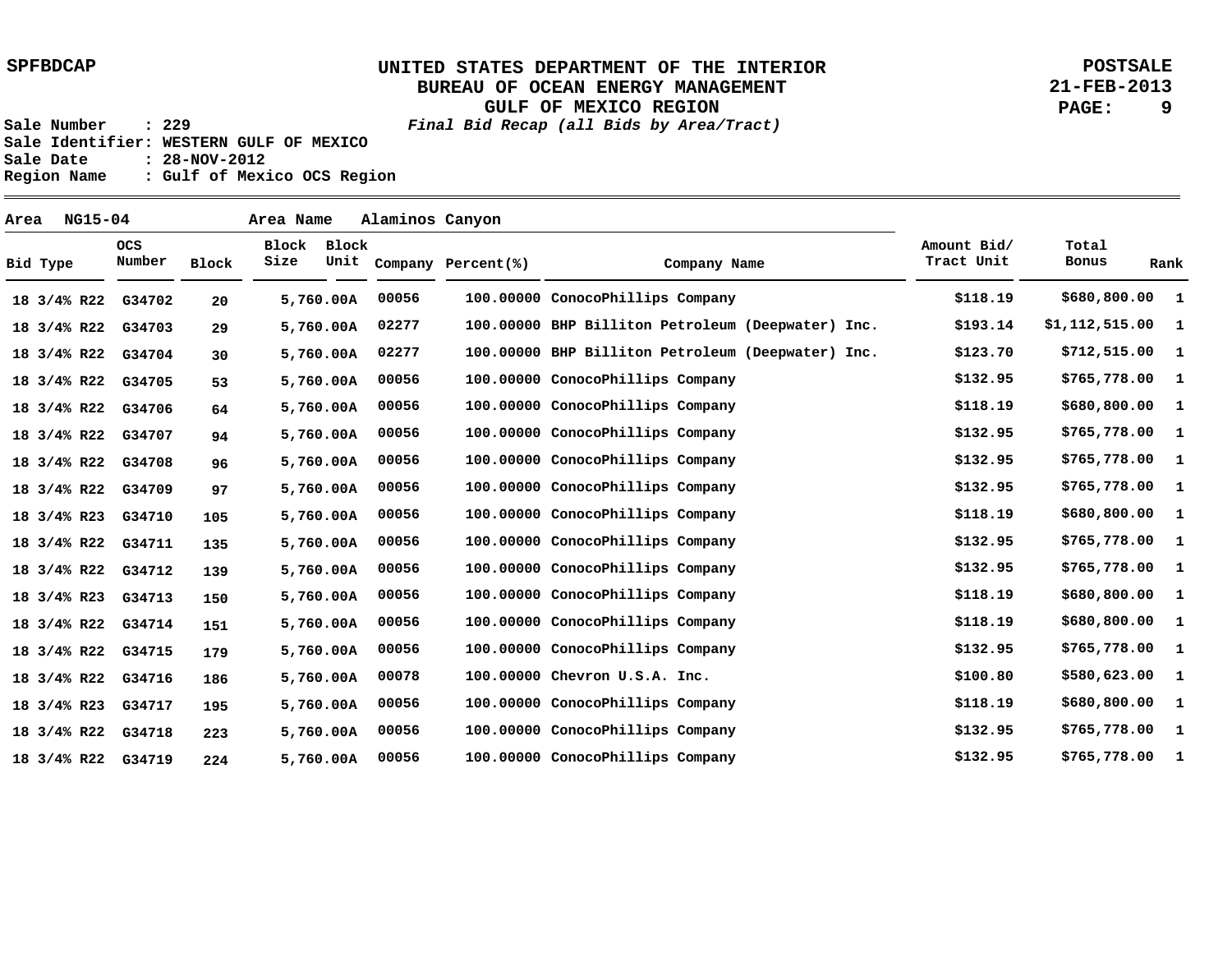UNITED STATES DEPARTMENT OF THE INTERIOR
BUREAU OF OCEAN ENERGY MANAGEMENT
GULF OF MEXICO REGION
*Final Bid Recap (all Bids by Area/Tract)*

SPFBDCAP — POSTSALE 21-FEB-2013

Sale Number : 229
Sale Identifier: WESTERN GULF OF MEXICO
Sale Date : 28-NOV-2012
Region Name : Gulf of Mexico OCS Region

**Area** NG15-04 **Area Name** Alaminos Canyon

| Bid Type | OCS Number | Block | Block Size | Block Unit | Company | Percent(%) | Company Name | Amount Bid/ Tract Unit | Total Bonus | Rank |
|---|---|---|---|---|---|---|---|---|---|---|
| 18 3/4% R22 | G34702 | 20 | 5,760.00A | | 00056 | 100.00000 | ConocoPhillips Company | $118.19 | $680,800.00 | 1 |
| 18 3/4% R22 | G34703 | 29 | 5,760.00A | | 02277 | 100.00000 | BHP Billiton Petroleum (Deepwater) Inc. | $193.14 | $1,112,515.00 | 1 |
| 18 3/4% R22 | G34704 | 30 | 5,760.00A | | 02277 | 100.00000 | BHP Billiton Petroleum (Deepwater) Inc. | $123.70 | $712,515.00 | 1 |
| 18 3/4% R22 | G34705 | 53 | 5,760.00A | | 00056 | 100.00000 | ConocoPhillips Company | $132.95 | $765,778.00 | 1 |
| 18 3/4% R22 | G34706 | 64 | 5,760.00A | | 00056 | 100.00000 | ConocoPhillips Company | $118.19 | $680,800.00 | 1 |
| 18 3/4% R22 | G34707 | 94 | 5,760.00A | | 00056 | 100.00000 | ConocoPhillips Company | $132.95 | $765,778.00 | 1 |
| 18 3/4% R22 | G34708 | 96 | 5,760.00A | | 00056 | 100.00000 | ConocoPhillips Company | $132.95 | $765,778.00 | 1 |
| 18 3/4% R22 | G34709 | 97 | 5,760.00A | | 00056 | 100.00000 | ConocoPhillips Company | $132.95 | $765,778.00 | 1 |
| 18 3/4% R23 | G34710 | 105 | 5,760.00A | | 00056 | 100.00000 | ConocoPhillips Company | $118.19 | $680,800.00 | 1 |
| 18 3/4% R22 | G34711 | 135 | 5,760.00A | | 00056 | 100.00000 | ConocoPhillips Company | $132.95 | $765,778.00 | 1 |
| 18 3/4% R22 | G34712 | 139 | 5,760.00A | | 00056 | 100.00000 | ConocoPhillips Company | $132.95 | $765,778.00 | 1 |
| 18 3/4% R23 | G34713 | 150 | 5,760.00A | | 00056 | 100.00000 | ConocoPhillips Company | $118.19 | $680,800.00 | 1 |
| 18 3/4% R22 | G34714 | 151 | 5,760.00A | | 00056 | 100.00000 | ConocoPhillips Company | $118.19 | $680,800.00 | 1 |
| 18 3/4% R22 | G34715 | 179 | 5,760.00A | | 00056 | 100.00000 | ConocoPhillips Company | $132.95 | $765,778.00 | 1 |
| 18 3/4% R22 | G34716 | 186 | 5,760.00A | | 00078 | 100.00000 | Chevron U.S.A. Inc. | $100.80 | $580,623.00 | 1 |
| 18 3/4% R23 | G34717 | 195 | 5,760.00A | | 00056 | 100.00000 | ConocoPhillips Company | $118.19 | $680,800.00 | 1 |
| 18 3/4% R22 | G34718 | 223 | 5,760.00A | | 00056 | 100.00000 | ConocoPhillips Company | $132.95 | $765,778.00 | 1 |
| 18 3/4% R22 | G34719 | 224 | 5,760.00A | | 00056 | 100.00000 | ConocoPhillips Company | $132.95 | $765,778.00 | 1 |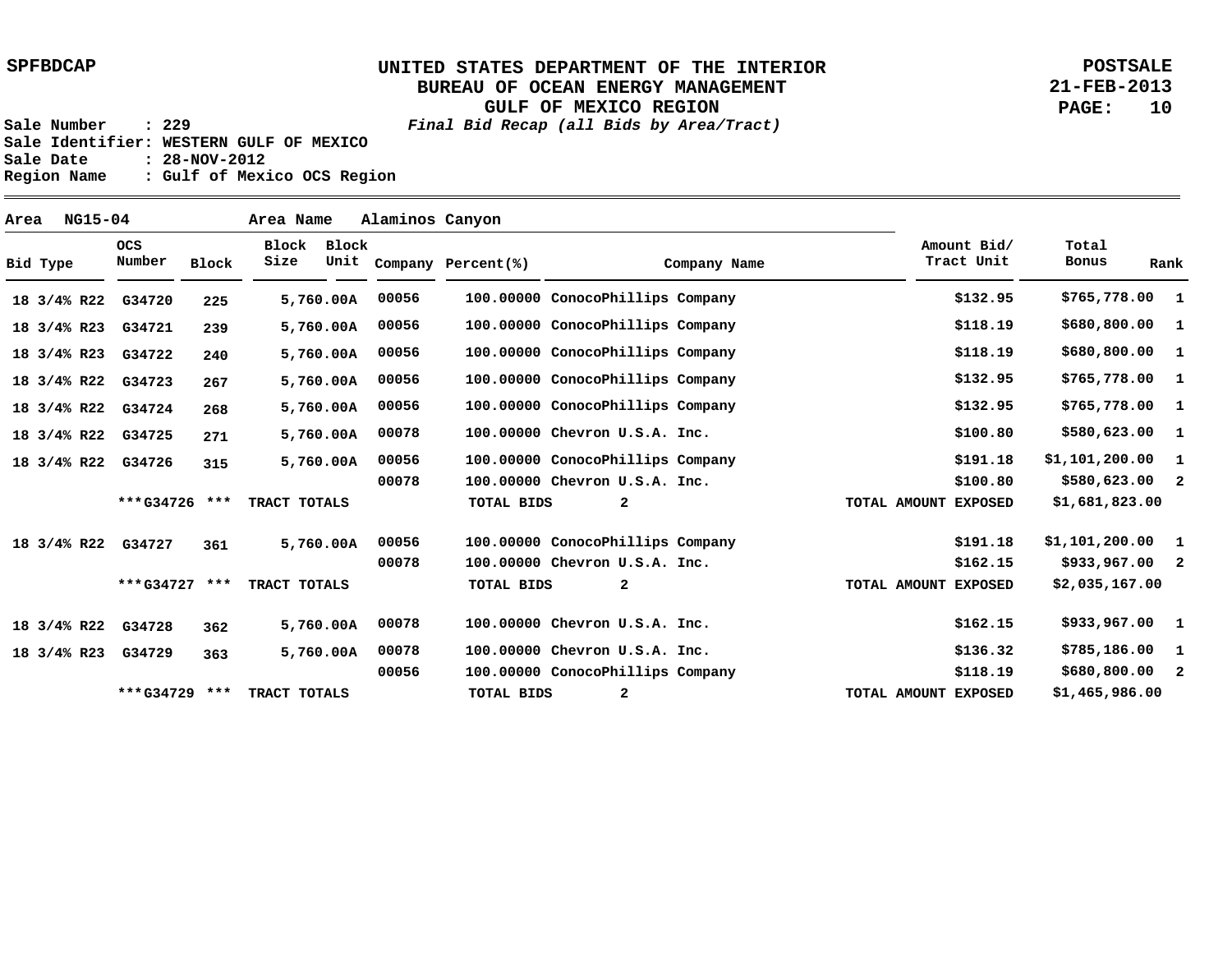SPFBDCAP

# UNITED STATES DEPARTMENT OF THE INTERIOR
## BUREAU OF OCEAN ENERGY MANAGEMENT
## GULF OF MEXICO REGION
*Final Bid Recap (all Bids by Area/Tract)*

POSTSALE
21-FEB-2013

Sale Number : 229
Sale Identifier: WESTERN GULF OF MEXICO
Sale Date : 28-NOV-2012
Region Name : Gulf of Mexico OCS Region

**Area** NG15-04 **Area Name** Alaminos Canyon

| Bid Type | OCS Number | Block | Block Size | Block Unit | Company | Percent(%) | Company Name | Amount Bid/ Tract Unit | Total Bonus | Rank |
|---|---|---|---|---|---|---|---|---|---|---|
| 18 3/4% R22 | G34720 | 225 | 5,760.00A | | 00056 | 100.00000 | ConocoPhillips Company | $132.95 | $765,778.00 | 1 |
| 18 3/4% R23 | G34721 | 239 | 5,760.00A | | 00056 | 100.00000 | ConocoPhillips Company | $118.19 | $680,800.00 | 1 |
| 18 3/4% R23 | G34722 | 240 | 5,760.00A | | 00056 | 100.00000 | ConocoPhillips Company | $118.19 | $680,800.00 | 1 |
| 18 3/4% R22 | G34723 | 267 | 5,760.00A | | 00056 | 100.00000 | ConocoPhillips Company | $132.95 | $765,778.00 | 1 |
| 18 3/4% R22 | G34724 | 268 | 5,760.00A | | 00056 | 100.00000 | ConocoPhillips Company | $132.95 | $765,778.00 | 1 |
| 18 3/4% R22 | G34725 | 271 | 5,760.00A | | 00078 | 100.00000 | Chevron U.S.A. Inc. | $100.80 | $580,623.00 | 1 |
| 18 3/4% R22 | G34726 | 315 | 5,760.00A | | 00056 | 100.00000 | ConocoPhillips Company | $191.18 | $1,101,200.00 | 1 |
| | | | | | 00078 | 100.00000 | Chevron U.S.A. Inc. | $100.80 | $580,623.00 | 2 |
| | ***G34726 | *** | TRACT TOTALS | | | TOTAL BIDS | 2 | TOTAL AMOUNT EXPOSED | $1,681,823.00 | |
| 18 3/4% R22 | G34727 | 361 | 5,760.00A | | 00056 | 100.00000 | ConocoPhillips Company | $191.18 | $1,101,200.00 | 1 |
| | | | | | 00078 | 100.00000 | Chevron U.S.A. Inc. | $162.15 | $933,967.00 | 2 |
| | ***G34727 | *** | TRACT TOTALS | | | TOTAL BIDS | 2 | TOTAL AMOUNT EXPOSED | $2,035,167.00 | |
| 18 3/4% R22 | G34728 | 362 | 5,760.00A | | 00078 | 100.00000 | Chevron U.S.A. Inc. | $162.15 | $933,967.00 | 1 |
| 18 3/4% R23 | G34729 | 363 | 5,760.00A | | 00078 | 100.00000 | Chevron U.S.A. Inc. | $136.32 | $785,186.00 | 1 |
| | | | | | 00056 | 100.00000 | ConocoPhillips Company | $118.19 | $680,800.00 | 2 |
| | ***G34729 | *** | TRACT TOTALS | | | TOTAL BIDS | 2 | TOTAL AMOUNT EXPOSED | $1,465,986.00 | |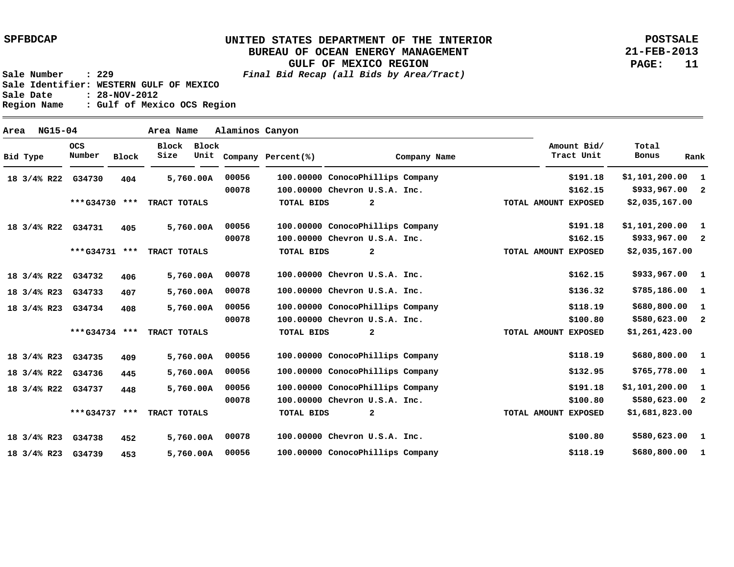UNITED STATES DEPARTMENT OF THE INTERIOR
BUREAU OF OCEAN ENERGY MANAGEMENT
GULF OF MEXICO REGION
*Final Bid Recap (all Bids by Area/Tract)*

SPFBDCAP — POSTSALE 21-FEB-2013

Sale Number : 229
Sale Identifier: WESTERN GULF OF MEXICO
Sale Date : 28-NOV-2012
Region Name : Gulf of Mexico OCS Region

**Area** NG15-04 **Area Name** Alaminos Canyon

| Bid Type | OCS Number | Block | Block Size | Block Unit | Company | Percent(%) | Company Name | Amount Bid/ Tract Unit | Total Bonus | Rank |
|---|---|---|---|---|---|---|---|---|---|---|
| 18 3/4% R22 | G34730 | 404 | 5,760.00A | | 00056 | 100.00000 | ConocoPhillips Company | $191.18 | $1,101,200.00 | 1 |
| | | | | | 00078 | 100.00000 | Chevron U.S.A. Inc. | $162.15 | $933,967.00 | 2 |
| | ***G34730 *** | | TRACT TOTALS | | | TOTAL BIDS | 2 | TOTAL AMOUNT EXPOSED | $2,035,167.00 | |
| 18 3/4% R22 | G34731 | 405 | 5,760.00A | | 00056 | 100.00000 | ConocoPhillips Company | $191.18 | $1,101,200.00 | 1 |
| | | | | | 00078 | 100.00000 | Chevron U.S.A. Inc. | $162.15 | $933,967.00 | 2 |
| | ***G34731 *** | | TRACT TOTALS | | | TOTAL BIDS | 2 | TOTAL AMOUNT EXPOSED | $2,035,167.00 | |
| 18 3/4% R22 | G34732 | 406 | 5,760.00A | | 00078 | 100.00000 | Chevron U.S.A. Inc. | $162.15 | $933,967.00 | 1 |
| 18 3/4% R23 | G34733 | 407 | 5,760.00A | | 00078 | 100.00000 | Chevron U.S.A. Inc. | $136.32 | $785,186.00 | 1 |
| 18 3/4% R23 | G34734 | 408 | 5,760.00A | | 00056 | 100.00000 | ConocoPhillips Company | $118.19 | $680,800.00 | 1 |
| | | | | | 00078 | 100.00000 | Chevron U.S.A. Inc. | $100.80 | $580,623.00 | 2 |
| | ***G34734 *** | | TRACT TOTALS | | | TOTAL BIDS | 2 | TOTAL AMOUNT EXPOSED | $1,261,423.00 | |
| 18 3/4% R23 | G34735 | 409 | 5,760.00A | | 00056 | 100.00000 | ConocoPhillips Company | $118.19 | $680,800.00 | 1 |
| 18 3/4% R22 | G34736 | 445 | 5,760.00A | | 00056 | 100.00000 | ConocoPhillips Company | $132.95 | $765,778.00 | 1 |
| 18 3/4% R22 | G34737 | 448 | 5,760.00A | | 00056 | 100.00000 | ConocoPhillips Company | $191.18 | $1,101,200.00 | 1 |
| | | | | | 00078 | 100.00000 | Chevron U.S.A. Inc. | $100.80 | $580,623.00 | 2 |
| | ***G34737 *** | | TRACT TOTALS | | | TOTAL BIDS | 2 | TOTAL AMOUNT EXPOSED | $1,681,823.00 | |
| 18 3/4% R23 | G34738 | 452 | 5,760.00A | | 00078 | 100.00000 | Chevron U.S.A. Inc. | $100.80 | $580,623.00 | 1 |
| 18 3/4% R23 | G34739 | 453 | 5,760.00A | | 00056 | 100.00000 | ConocoPhillips Company | $118.19 | $680,800.00 | 1 |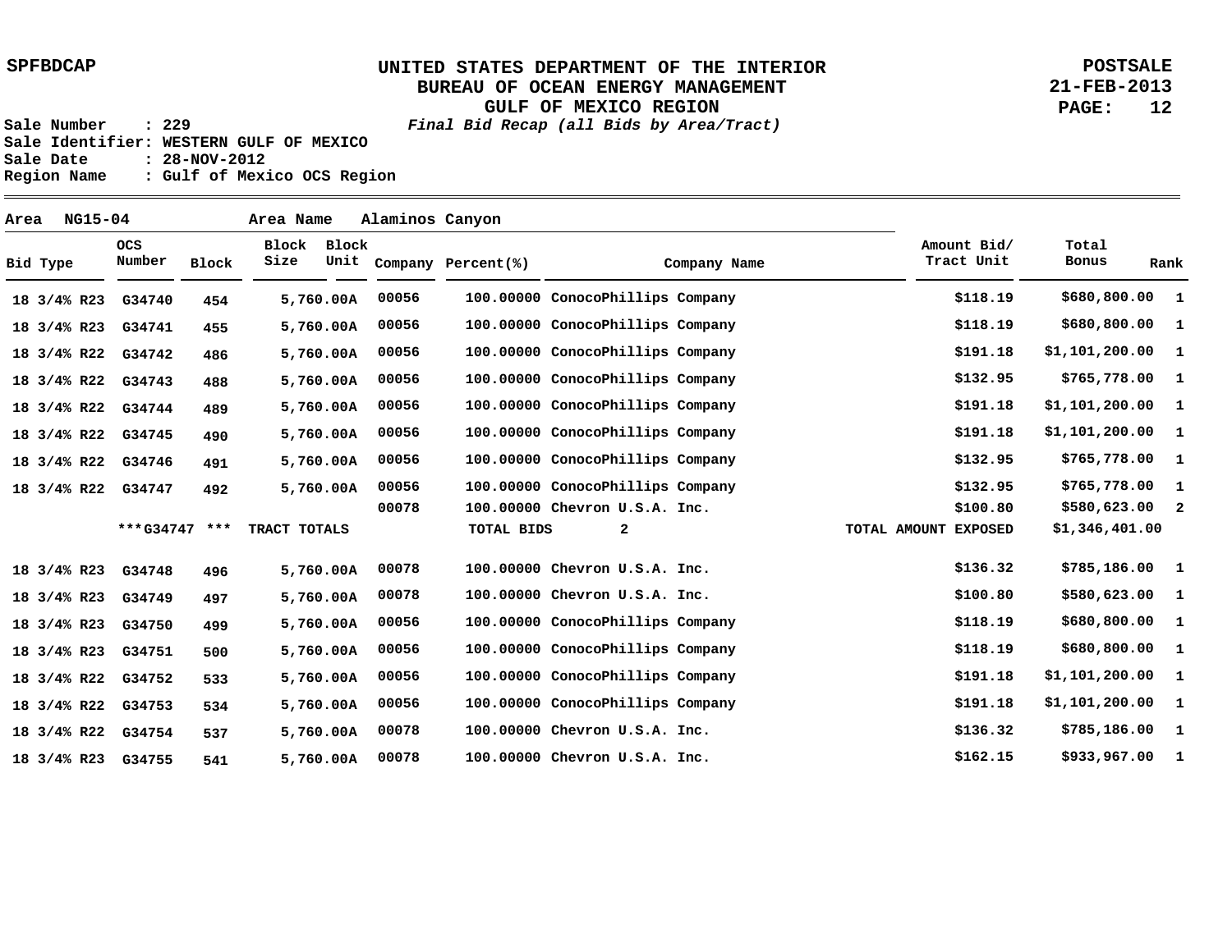**SPFBDCAP**

# UNITED STATES DEPARTMENT OF THE INTERIOR
## BUREAU OF OCEAN ENERGY MANAGEMENT
## GULF OF MEXICO REGION
*Final Bid Recap (all Bids by Area/Tract)*

**POSTSALE**
**21-FEB-2013**

Sale Number : 229
Sale Identifier: WESTERN GULF OF MEXICO
Sale Date : 28-NOV-2012
Region Name : Gulf of Mexico OCS Region

Area NG15-04 Area Name Alaminos Canyon

| Bid Type | OCS Number | Block | Block Size | Block Unit | Company | Percent(%) | Company Name | Amount Bid/ Tract Unit | Total Bonus | Rank |
|---|---|---|---|---|---|---|---|---|---|---|
| 18 3/4% R23 | G34740 | 454 | 5,760.00A | | 00056 | 100.00000 | ConocoPhillips Company | $118.19 | $680,800.00 | 1 |
| 18 3/4% R23 | G34741 | 455 | 5,760.00A | | 00056 | 100.00000 | ConocoPhillips Company | $118.19 | $680,800.00 | 1 |
| 18 3/4% R22 | G34742 | 486 | 5,760.00A | | 00056 | 100.00000 | ConocoPhillips Company | $191.18 | $1,101,200.00 | 1 |
| 18 3/4% R22 | G34743 | 488 | 5,760.00A | | 00056 | 100.00000 | ConocoPhillips Company | $132.95 | $765,778.00 | 1 |
| 18 3/4% R22 | G34744 | 489 | 5,760.00A | | 00056 | 100.00000 | ConocoPhillips Company | $191.18 | $1,101,200.00 | 1 |
| 18 3/4% R22 | G34745 | 490 | 5,760.00A | | 00056 | 100.00000 | ConocoPhillips Company | $191.18 | $1,101,200.00 | 1 |
| 18 3/4% R22 | G34746 | 491 | 5,760.00A | | 00056 | 100.00000 | ConocoPhillips Company | $132.95 | $765,778.00 | 1 |
| 18 3/4% R22 | G34747 | 492 | 5,760.00A | | 00056 | 100.00000 | ConocoPhillips Company | $132.95 | $765,778.00 | 1 |
| | | | | | 00078 | 100.00000 | Chevron U.S.A. Inc. | $100.80 | $580,623.00 | 2 |
| | ***G34747 *** | | TRACT TOTALS | | | TOTAL BIDS | 2 | TOTAL AMOUNT EXPOSED | $1,346,401.00 | |
| 18 3/4% R23 | G34748 | 496 | 5,760.00A | | 00078 | 100.00000 | Chevron U.S.A. Inc. | $136.32 | $785,186.00 | 1 |
| 18 3/4% R23 | G34749 | 497 | 5,760.00A | | 00078 | 100.00000 | Chevron U.S.A. Inc. | $100.80 | $580,623.00 | 1 |
| 18 3/4% R23 | G34750 | 499 | 5,760.00A | | 00056 | 100.00000 | ConocoPhillips Company | $118.19 | $680,800.00 | 1 |
| 18 3/4% R23 | G34751 | 500 | 5,760.00A | | 00056 | 100.00000 | ConocoPhillips Company | $118.19 | $680,800.00 | 1 |
| 18 3/4% R22 | G34752 | 533 | 5,760.00A | | 00056 | 100.00000 | ConocoPhillips Company | $191.18 | $1,101,200.00 | 1 |
| 18 3/4% R22 | G34753 | 534 | 5,760.00A | | 00056 | 100.00000 | ConocoPhillips Company | $191.18 | $1,101,200.00 | 1 |
| 18 3/4% R22 | G34754 | 537 | 5,760.00A | | 00078 | 100.00000 | Chevron U.S.A. Inc. | $136.32 | $785,186.00 | 1 |
| 18 3/4% R23 | G34755 | 541 | 5,760.00A | | 00078 | 100.00000 | Chevron U.S.A. Inc. | $162.15 | $933,967.00 | 1 |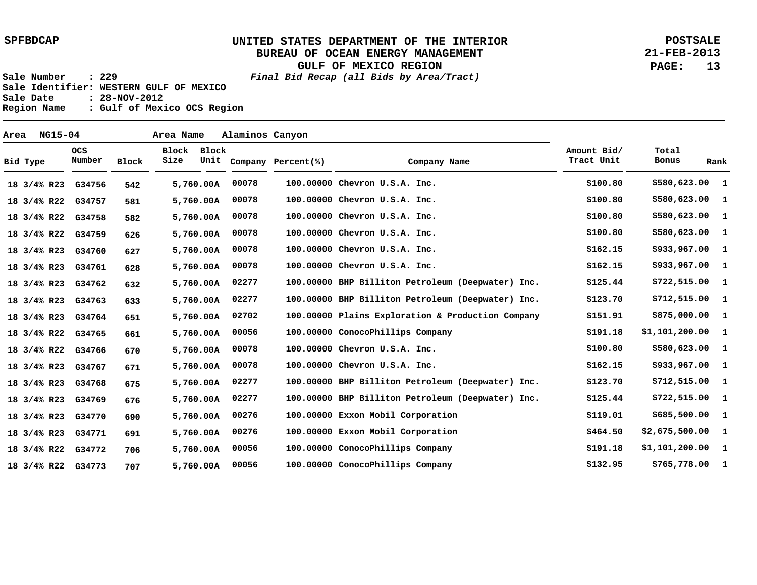**UNITED STATES DEPARTMENT OF THE INTERIOR**
**BUREAU OF OCEAN ENERGY MANAGEMENT**
**GULF OF MEXICO REGION**
***Final Bid Recap (all Bids by Area/Tract)***

SPFBDCAP

POSTSALE
21-FEB-2013

Sale Number : 229
Sale Identifier: WESTERN GULF OF MEXICO
Sale Date : 28-NOV-2012
Region Name : Gulf of Mexico OCS Region

Area NG15-04 Area Name Alaminos Canyon

| Bid Type | OCS Number | Block | Block Size | Block Unit | Company | Percent(%) | Company Name | Amount Bid/ Tract Unit | Total Bonus | Rank |
|---|---|---|---|---|---|---|---|---|---|---|
| 18 3/4% R23 | G34756 | 542 | 5,760.00 | A | 00078 | 100.00000 | Chevron U.S.A. Inc. | $100.80 | $580,623.00 | 1 |
| 18 3/4% R22 | G34757 | 581 | 5,760.00 | A | 00078 | 100.00000 | Chevron U.S.A. Inc. | $100.80 | $580,623.00 | 1 |
| 18 3/4% R22 | G34758 | 582 | 5,760.00 | A | 00078 | 100.00000 | Chevron U.S.A. Inc. | $100.80 | $580,623.00 | 1 |
| 18 3/4% R22 | G34759 | 626 | 5,760.00 | A | 00078 | 100.00000 | Chevron U.S.A. Inc. | $100.80 | $580,623.00 | 1 |
| 18 3/4% R23 | G34760 | 627 | 5,760.00 | A | 00078 | 100.00000 | Chevron U.S.A. Inc. | $162.15 | $933,967.00 | 1 |
| 18 3/4% R23 | G34761 | 628 | 5,760.00 | A | 00078 | 100.00000 | Chevron U.S.A. Inc. | $162.15 | $933,967.00 | 1 |
| 18 3/4% R23 | G34762 | 632 | 5,760.00 | A | 02277 | 100.00000 | BHP Billiton Petroleum (Deepwater) Inc. | $125.44 | $722,515.00 | 1 |
| 18 3/4% R23 | G34763 | 633 | 5,760.00 | A | 02277 | 100.00000 | BHP Billiton Petroleum (Deepwater) Inc. | $123.70 | $712,515.00 | 1 |
| 18 3/4% R23 | G34764 | 651 | 5,760.00 | A | 02702 | 100.00000 | Plains Exploration & Production Company | $151.91 | $875,000.00 | 1 |
| 18 3/4% R22 | G34765 | 661 | 5,760.00 | A | 00056 | 100.00000 | ConocoPhillips Company | $191.18 | $1,101,200.00 | 1 |
| 18 3/4% R22 | G34766 | 670 | 5,760.00 | A | 00078 | 100.00000 | Chevron U.S.A. Inc. | $100.80 | $580,623.00 | 1 |
| 18 3/4% R23 | G34767 | 671 | 5,760.00 | A | 00078 | 100.00000 | Chevron U.S.A. Inc. | $162.15 | $933,967.00 | 1 |
| 18 3/4% R23 | G34768 | 675 | 5,760.00 | A | 02277 | 100.00000 | BHP Billiton Petroleum (Deepwater) Inc. | $123.70 | $712,515.00 | 1 |
| 18 3/4% R23 | G34769 | 676 | 5,760.00 | A | 02277 | 100.00000 | BHP Billiton Petroleum (Deepwater) Inc. | $125.44 | $722,515.00 | 1 |
| 18 3/4% R23 | G34770 | 690 | 5,760.00 | A | 00276 | 100.00000 | Exxon Mobil Corporation | $119.01 | $685,500.00 | 1 |
| 18 3/4% R23 | G34771 | 691 | 5,760.00 | A | 00276 | 100.00000 | Exxon Mobil Corporation | $464.50 | $2,675,500.00 | 1 |
| 18 3/4% R22 | G34772 | 706 | 5,760.00 | A | 00056 | 100.00000 | ConocoPhillips Company | $191.18 | $1,101,200.00 | 1 |
| 18 3/4% R22 | G34773 | 707 | 5,760.00 | A | 00056 | 100.00000 | ConocoPhillips Company | $132.95 | $765,778.00 | 1 |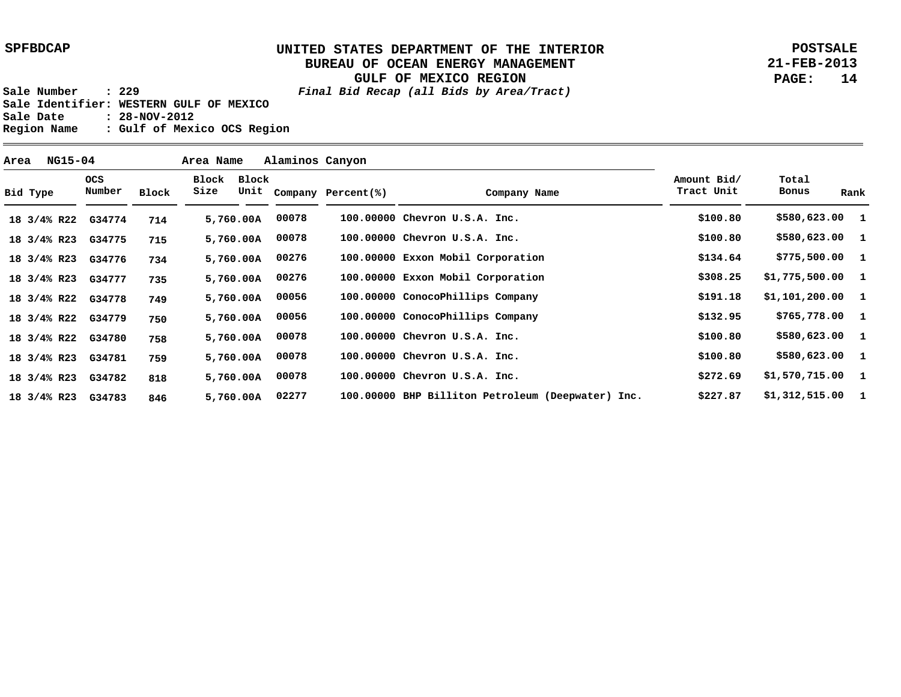SPFBDCAP

**UNITED STATES DEPARTMENT OF THE INTERIOR**
**BUREAU OF OCEAN ENERGY MANAGEMENT**
**GULF OF MEXICO REGION**
***Final Bid Recap (all Bids by Area/Tract)***

POSTSALE
21-FEB-2013

Sale Number : 229
Sale Identifier: WESTERN GULF OF MEXICO
Sale Date : 28-NOV-2012
Region Name : Gulf of Mexico OCS Region

**Area** NG15-04 **Area Name** Alaminos Canyon

| Bid Type | OCS Number | Block | Block Size | Block Unit | Company | Percent(%) | Company Name | Amount Bid/ Tract Unit | Total Bonus | Rank |
|---|---|---|---|---|---|---|---|---|---|---|
| 18 3/4% R22 | G34774 | 714 | 5,760.00 | A | 00078 | 100.00000 | Chevron U.S.A. Inc. | $100.80 | $580,623.00 | 1 |
| 18 3/4% R23 | G34775 | 715 | 5,760.00 | A | 00078 | 100.00000 | Chevron U.S.A. Inc. | $100.80 | $580,623.00 | 1 |
| 18 3/4% R23 | G34776 | 734 | 5,760.00 | A | 00276 | 100.00000 | Exxon Mobil Corporation | $134.64 | $775,500.00 | 1 |
| 18 3/4% R23 | G34777 | 735 | 5,760.00 | A | 00276 | 100.00000 | Exxon Mobil Corporation | $308.25 | $1,775,500.00 | 1 |
| 18 3/4% R22 | G34778 | 749 | 5,760.00 | A | 00056 | 100.00000 | ConocoPhillips Company | $191.18 | $1,101,200.00 | 1 |
| 18 3/4% R22 | G34779 | 750 | 5,760.00 | A | 00056 | 100.00000 | ConocoPhillips Company | $132.95 | $765,778.00 | 1 |
| 18 3/4% R22 | G34780 | 758 | 5,760.00 | A | 00078 | 100.00000 | Chevron U.S.A. Inc. | $100.80 | $580,623.00 | 1 |
| 18 3/4% R23 | G34781 | 759 | 5,760.00 | A | 00078 | 100.00000 | Chevron U.S.A. Inc. | $100.80 | $580,623.00 | 1 |
| 18 3/4% R23 | G34782 | 818 | 5,760.00 | A | 00078 | 100.00000 | Chevron U.S.A. Inc. | $272.69 | $1,570,715.00 | 1 |
| 18 3/4% R23 | G34783 | 846 | 5,760.00 | A | 02277 | 100.00000 | BHP Billiton Petroleum (Deepwater) Inc. | $227.87 | $1,312,515.00 | 1 |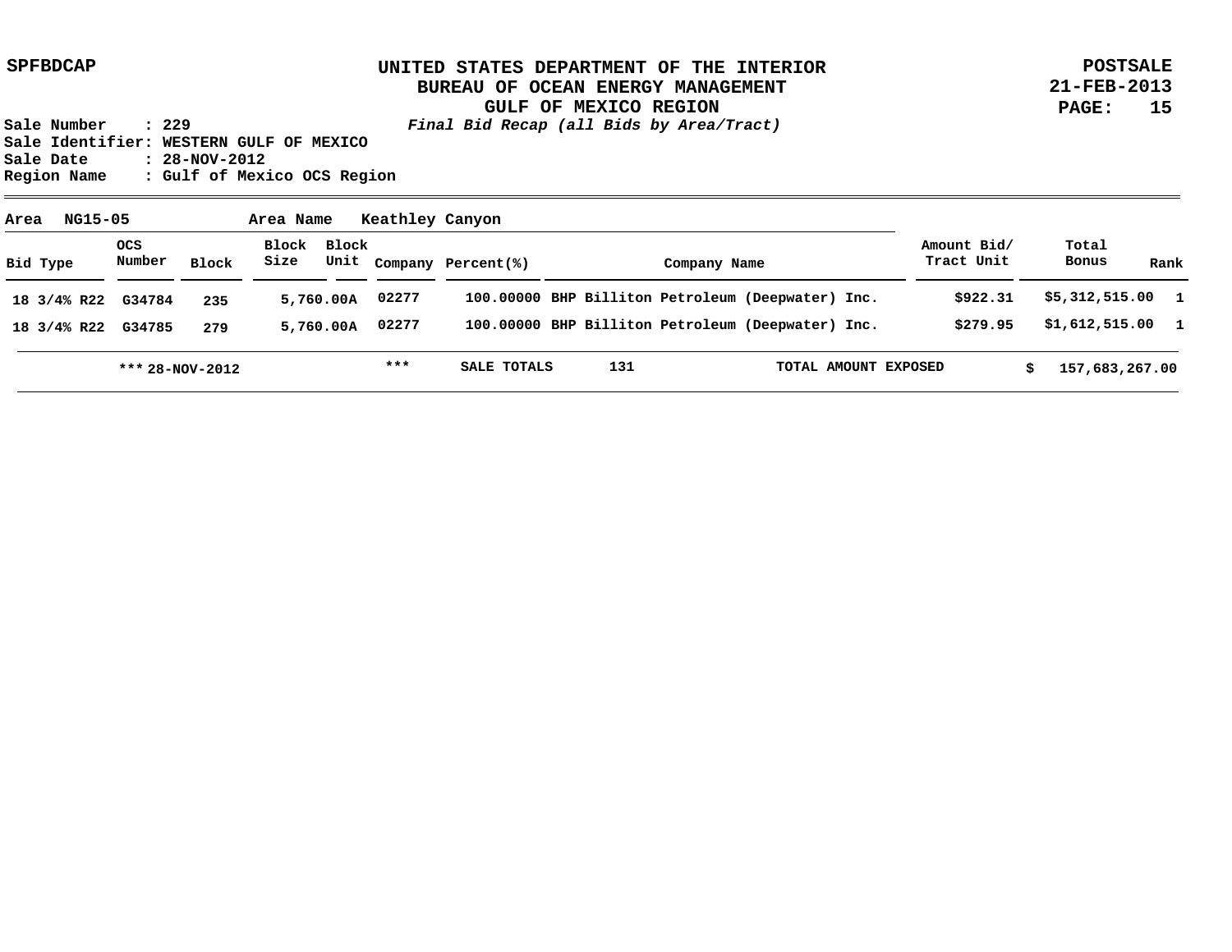**SPFBDCAP**

**UNITED STATES DEPARTMENT OF THE INTERIOR**
**BUREAU OF OCEAN ENERGY MANAGEMENT**
**GULF OF MEXICO REGION**
***Final Bid Recap (all Bids by Area/Tract)***

**POSTSALE**
**21-FEB-2013**
**PAGE: 15**

**Sale Number : 229**
**Sale Identifier: WESTERN GULF OF MEXICO**
**Sale Date : 28-NOV-2012**
**Region Name : Gulf of Mexico OCS Region**

**Area NG15-05 Area Name Keathley Canyon**

| Bid Type | OCS Number | Block | Block Size | Block Unit | Company | Percent(%) | Company Name | Amount Bid/ Tract Unit | Total Bonus | Rank |
|---|---|---|---|---|---|---|---|---|---|---|
| 18 3/4% R22 | G34784 | 235 | 5,760.00A | | 02277 | 100.00000 | BHP Billiton Petroleum (Deepwater) Inc. | $922.31 | $5,312,515.00 | 1 |
| 18 3/4% R22 | G34785 | 279 | 5,760.00A | | 02277 | 100.00000 | BHP Billiton Petroleum (Deepwater) Inc. | $279.95 | $1,612,515.00 | 1 |

*** 28-NOV-2012 *** SALE TOTALS 131 TOTAL AMOUNT EXPOSED $ 157,683,267.00